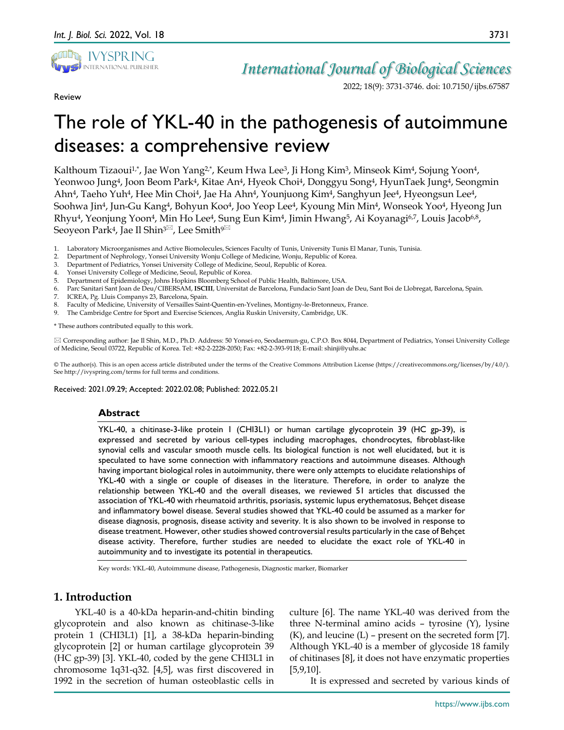Review

# The role of YKL-40 in the pathogenesis of autoimmune diseases: a comprehensive review

Kalthoum Tizaoui[1,*], Jae Won Yang[2,*], Keum Hwa Lee[3], Ji Hong Kim[3], Minseok Kim[4], Sojung Yoon[4], Yeonwoo Jung[4], Joon Beom Park[4], Kitae An[4], Hyeok Choi[4], Donggyu Song[4], HyunTaek Jung[4], Seongmin Ahn[4], Taeho Yuh[4], Hee Min Choi[4], Jae Ha Ahn[4], Younjuong Kim[4], Sanghyun Jee[4], Hyeongsun Lee[4], Soohwa Jin[4], Jun-Gu Kang[4], Bohyun Koo[4], Joo Yeop Lee[4], Kyoung Min Min[4], Wonseok Yoo[4], Hyeong Jun Rhyu[4], Yeonjung Yoon[4], Min Ho Lee[4], Sung Eun Kim[4], Jimin Hwang[5], Ai Koyanagi[6,7], Louis Jacob[6,8], Seoyeon Park[4], Jae Il Shin[3✉], Lee Smith[9✉]

1. Laboratory Microorganismes and Active Biomolecules, Sciences Faculty of Tunis, University Tunis El Manar, Tunis, Tunisia.
2. Department of Nephrology, Yonsei University Wonju College of Medicine, Wonju, Republic of Korea.
3. Department of Pediatrics, Yonsei University College of Medicine, Seoul, Republic of Korea.
4. Yonsei University College of Medicine, Seoul, Republic of Korea.
5. Department of Epidemiology, Johns Hopkins Bloomberg School of Public Health, Baltimore, USA.
6. Parc Sanitari Sant Joan de Deu/CIBERSAM, **ISCIII**, Universitat de Barcelona, Fundacio Sant Joan de Deu, Sant Boi de Llobregat, Barcelona, Spain.
7. ICREA, Pg. Lluis Companys 23, Barcelona, Spain.
8. Faculty of Medicine, University of Versailles Saint-Quentin-en-Yvelines, Montigny-le-Bretonneux, France.
9. The Cambridge Centre for Sport and Exercise Sciences, Anglia Ruskin University, Cambridge, UK.

\* These authors contributed equally to this work.

✉ Corresponding author: Jae Il Shin, M.D., Ph.D. Address: 50 Yonsei-ro, Seodaemun-gu, C.P.O. Box 8044, Department of Pediatrics, Yonsei University College of Medicine, Seoul 03722, Republic of Korea. Tel: +82-2-2228-2050; Fax: +82-2-393-9118; E-mail: shinji@yuhs.ac

© The author(s). This is an open access article distributed under the terms of the Creative Commons Attribution License (https://creativecommons.org/licenses/by/4.0/). See http://ivyspring.com/terms for full terms and conditions.

Received: 2021.09.29; Accepted: 2022.02.08; Published: 2022.05.21

## Abstract

YKL-40, a chitinase-3-like protein 1 (CHI3L1) or human cartilage glycoprotein 39 (HC gp-39), is expressed and secreted by various cell-types including macrophages, chondrocytes, fibroblast-like synovial cells and vascular smooth muscle cells. Its biological function is not well elucidated, but it is speculated to have some connection with inflammatory reactions and autoimmune diseases. Although having important biological roles in autoimmunity, there were only attempts to elucidate relationships of YKL-40 with a single or couple of diseases in the literature. Therefore, in order to analyze the relationship between YKL-40 and the overall diseases, we reviewed 51 articles that discussed the association of YKL-40 with rheumatoid arthritis, psoriasis, systemic lupus erythematosus, Behçet disease and inflammatory bowel disease. Several studies showed that YKL-40 could be assumed as a marker for disease diagnosis, prognosis, disease activity and severity. It is also shown to be involved in response to disease treatment. However, other studies showed controversial results particularly in the case of Behçet disease activity. Therefore, further studies are needed to elucidate the exact role of YKL-40 in autoimmunity and to investigate its potential in therapeutics.

Key words: YKL-40, Autoimmune disease, Pathogenesis, Diagnostic marker, Biomarker

## 1. Introduction

YKL-40 is a 40-kDa heparin-and-chitin binding glycoprotein and also known as chitinase-3-like protein 1 (CHI3L1) [1], a 38-kDa heparin-binding glycoprotein [2] or human cartilage glycoprotein 39 (HC gp-39) [3]. YKL-40, coded by the gene CHI3L1 in chromosome 1q31-q32. [4,5], was first discovered in 1992 in the secretion of human osteoblastic cells in culture [6]. The name YKL-40 was derived from the three N-terminal amino acids – tyrosine (Y), lysine (K), and leucine (L) – present on the secreted form [7]. Although YKL-40 is a member of glycoside 18 family of chitinases [8], it does not have enzymatic properties [5,9,10].

It is expressed and secreted by various kinds of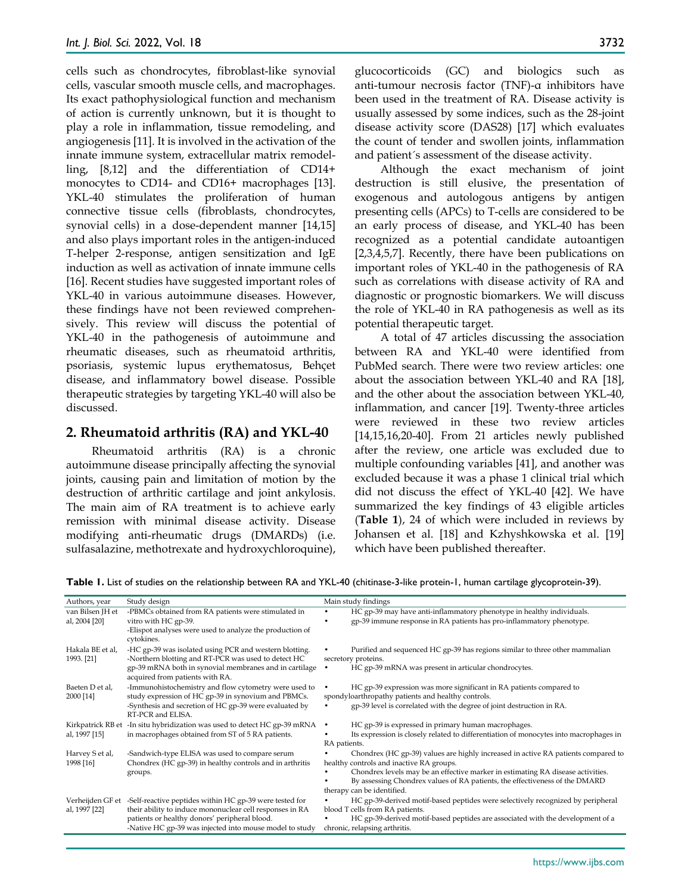cells such as chondrocytes, fibroblast-like synovial cells, vascular smooth muscle cells, and macrophages. Its exact pathophysiological function and mechanism of action is currently unknown, but it is thought to play a role in inflammation, tissue remodeling, and angiogenesis [11]. It is involved in the activation of the innate immune system, extracellular matrix remodelling, [8,12] and the differentiation of CD14+ monocytes to CD14- and CD16+ macrophages [13]. YKL-40 stimulates the proliferation of human connective tissue cells (fibroblasts, chondrocytes, synovial cells) in a dose-dependent manner [14,15] and also plays important roles in the antigen-induced T-helper 2-response, antigen sensitization and IgE induction as well as activation of innate immune cells [16]. Recent studies have suggested important roles of YKL-40 in various autoimmune diseases. However, these findings have not been reviewed comprehensively. This review will discuss the potential of YKL-40 in the pathogenesis of autoimmune and rheumatic diseases, such as rheumatoid arthritis, psoriasis, systemic lupus erythematosus, Behçet disease, and inflammatory bowel disease. Possible therapeutic strategies by targeting YKL-40 will also be discussed.

## 2. Rheumatoid arthritis (RA) and YKL-40

Rheumatoid arthritis (RA) is a chronic autoimmune disease principally affecting the synovial joints, causing pain and limitation of motion by the destruction of arthritic cartilage and joint ankylosis. The main aim of RA treatment is to achieve early remission with minimal disease activity. Disease modifying anti-rheumatic drugs (DMARDs) (i.e. sulfasalazine, methotrexate and hydroxychloroquine), glucocorticoids (GC) and biologics such as anti-tumour necrosis factor (TNF)-α inhibitors have been used in the treatment of RA. Disease activity is usually assessed by some indices, such as the 28-joint disease activity score (DAS28) [17] which evaluates the count of tender and swollen joints, inflammation and patient´s assessment of the disease activity.

Although the exact mechanism of joint destruction is still elusive, the presentation of exogenous and autologous antigens by antigen presenting cells (APCs) to T-cells are considered to be an early process of disease, and YKL-40 has been recognized as a potential candidate autoantigen [2,3,4,5,7]. Recently, there have been publications on important roles of YKL-40 in the pathogenesis of RA such as correlations with disease activity of RA and diagnostic or prognostic biomarkers. We will discuss the role of YKL-40 in RA pathogenesis as well as its potential therapeutic target.

A total of 47 articles discussing the association between RA and YKL-40 were identified from PubMed search. There were two review articles: one about the association between YKL-40 and RA [18], and the other about the association between YKL-40, inflammation, and cancer [19]. Twenty-three articles were reviewed in these two review articles [14,15,16,20-40]. From 21 articles newly published after the review, one article was excluded due to multiple confounding variables [41], and another was excluded because it was a phase 1 clinical trial which did not discuss the effect of YKL-40 [42]. We have summarized the key findings of 43 eligible articles (**Table 1**), 24 of which were included in reviews by Johansen et al. [18] and Kzhyshkowska et al. [19] which have been published thereafter.

**Table 1.** List of studies on the relationship between RA and YKL-40 (chitinase-3-like protein-1, human cartilage glycoprotein-39).

| Authors, year | Study design | Main study findings |
|---|---|---|
| van Bilsen JH et al, 2004 [20] | -PBMCs obtained from RA patients were stimulated in vitro with HC gp-39.<br>-Elispot analyses were used to analyze the production of cytokines. | • HC gp-39 may have anti-inflammatory phenotype in healthy individuals.<br>• gp-39 immune response in RA patients has pro-inflammatory phenotype. |
| Hakala BE et al, 1993. [21] | -HC gp-39 was isolated using PCR and western blotting.<br>-Northern blotting and RT-PCR was used to detect HC gp-39 mRNA both in synovial membranes and in cartilage acquired from patients with RA. | • Purified and sequenced HC gp-39 has regions similar to three other mammalian secretory proteins.<br>• HC gp-39 mRNA was present in articular chondrocytes. |
| Baeten D et al, 2000 [14] | -Immunohistochemistry and flow cytometry were used to study expression of HC gp-39 in synovium and PBMCs.<br>-Synthesis and secretion of HC gp-39 were evaluated by RT-PCR and ELISA. | • HC gp-39 expression was more significant in RA patients compared to spondyloarthropathy patients and healthy controls.<br>• gp-39 level is correlated with the degree of joint destruction in RA. |
| Kirkpatrick RB et al, 1997 [15] | -In situ hybridization was used to detect HC gp-39 mRNA in macrophages obtained from ST of 5 RA patients. | • HC gp-39 is expressed in primary human macrophages.<br>• Its expression is closely related to differentiation of monocytes into macrophages in RA patients. |
| Harvey S et al, 1998 [16] | -Sandwich-type ELISA was used to compare serum Chondrex (HC gp-39) in healthy controls and in arthritis groups. | • Chondrex (HC gp-39) values are highly increased in active RA patients compared to healthy controls and inactive RA groups.<br>• Chondrex levels may be an effective marker in estimating RA disease activities.<br>• By assessing Chondrex values of RA patients, the effectiveness of the DMARD therapy can be identified. |
| Verheijden GF et al, 1997 [22] | -Self-reactive peptides within HC gp-39 were tested for their ability to induce mononuclear cell responses in RA patients or healthy donors' peripheral blood.<br>-Native HC gp-39 was injected into mouse model to study | • HC gp-39-derived motif-based peptides were selectively recognized by peripheral blood T cells from RA patients.<br>• HC gp-39-derived motif-based peptides are associated with the development of a chronic, relapsing arthritis. |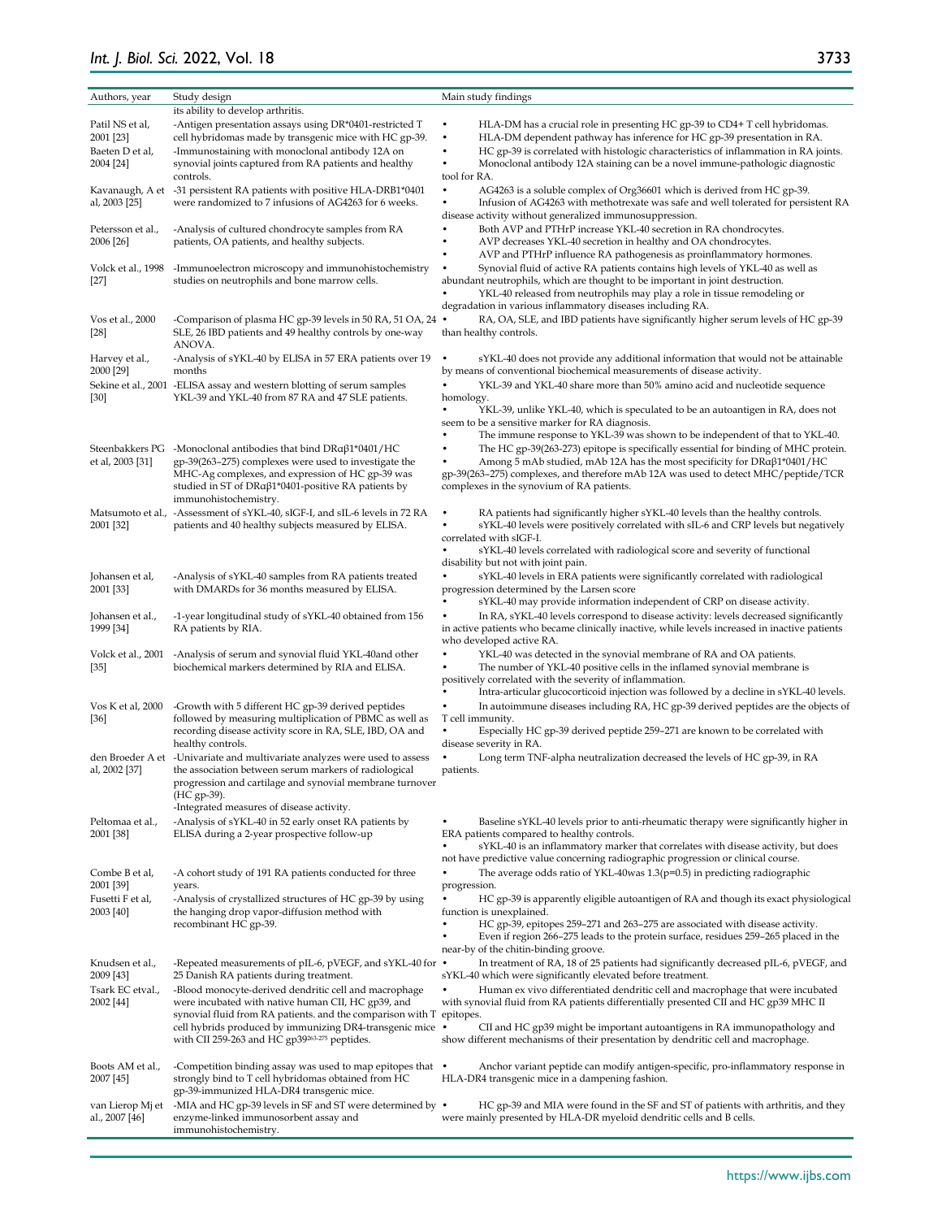| Authors, year | Study design | Main study findings |
|---|---|---|
| | its ability to develop arthritis. | |
| Patil NS et al, 2001 [23] | -Antigen presentation assays using DR*0401-restricted T cell hybridomas made by transgenic mice with HC gp-39. | • HLA-DM has a crucial role in presenting HC gp-39 to CD4+ T cell hybridomas. • HLA-DM dependent pathway has inference for HC gp-39 presentation in RA. |
| Baeten D et al, 2004 [24] | -Immunostaining with monoclonal antibody 12A on synovial joints captured from RA patients and healthy controls. | • HC gp-39 is correlated with histologic characteristics of inflammation in RA joints. • Monoclonal antibody 12A staining can be a novel immune-pathologic diagnostic tool for RA. |
| Kavanaugh, A et al, 2003 [25] | -31 persistent RA patients with positive HLA-DRB1*0401 were randomized to 7 infusions of AG4263 for 6 weeks. | • AG4263 is a soluble complex of Org36601 which is derived from HC gp-39. • Infusion of AG4263 with methotrexate was safe and well tolerated for persistent RA disease activity without generalized immunosuppression. |
| Petersson et al., 2006 [26] | -Analysis of cultured chondrocyte samples from RA patients, OA patients, and healthy subjects. | • Both AVP and PTHrP increase YKL-40 secretion in RA chondrocytes. • AVP decreases YKL-40 secretion in healthy and OA chondrocytes. • AVP and PTHrP influence RA pathogenesis as proinflammatory hormones. |
| Volck et al., 1998 [27] | -Immunoelectron microscopy and immunohistochemistry studies on neutrophils and bone marrow cells. | • Synovial fluid of active RA patients contains high levels of YKL-40 as well as abundant neutrophils, which are thought to be important in joint destruction. • YKL-40 released from neutrophils may play a role in tissue remodeling or degradation in various inflammatory diseases including RA. |
| Vos et al., 2000 [28] | -Comparison of plasma HC gp-39 levels in 50 RA, 51 OA, 24 SLE, 26 IBD patients and 49 healthy controls by one-way ANOVA. | • RA, OA, SLE, and IBD patients have significantly higher serum levels of HC gp-39 than healthy controls. |
| Harvey et al., 2000 [29] | -Analysis of sYKL-40 by ELISA in 57 ERA patients over 19 months | • sYKL-40 does not provide any additional information that would not be attainable by means of conventional biochemical measurements of disease activity. |
| Sekine et al., 2001 [30] | -ELISA assay and western blotting of serum samples YKL-39 and YKL-40 from 87 RA and 47 SLE patients. | • YKL-39 and YKL-40 share more than 50% amino acid and nucleotide sequence homology. • YKL-39, unlike YKL-40, which is speculated to be an autoantigen in RA, does not seem to be a sensitive marker for RA diagnosis. • The immune response to YKL-39 was shown to be independent of that to YKL-40. |
| Steenbakkers PG et al, 2003 [31] | -Monoclonal antibodies that bind DRαβ1*0401/HC gp-39(263–275) complexes were used to investigate the MHC-Ag complexes, and expression of HC gp-39 was studied in ST of DRαβ1*0401-positive RA patients by immunohistochemistry. | • The HC gp-39(263-273) epitope is specifically essential for binding of MHC protein. • Among 5 mAb studied, mAb 12A has the most specificity for DRαβ1*0401/HC gp-39(263–275) complexes, and therefore mAb 12A was used to detect MHC/peptide/TCR complexes in the synovium of RA patients. |
| Matsumoto et al., 2001 [32] | -Assessment of sYKL-40, sIGF-I, and sIL-6 levels in 72 RA patients and 40 healthy subjects measured by ELISA. | • RA patients had significantly higher sYKL-40 levels than the healthy controls. • sYKL-40 levels were positively correlated with sIL-6 and CRP levels but negatively correlated with sIGF-I. • sYKL-40 levels correlated with radiological score and severity of functional disability but not with joint pain. |
| Johansen et al, 2001 [33] | -Analysis of sYKL-40 samples from RA patients treated with DMARDs for 36 months measured by ELISA. | • sYKL-40 levels in ERA patients were significantly correlated with radiological progression determined by the Larsen score • sYKL-40 may provide information independent of CRP on disease activity. |
| Johansen et al., 1999 [34] | -1-year longitudinal study of sYKL-40 obtained from 156 RA patients by RIA. | • In RA, sYKL-40 levels correspond to disease activity: levels decreased significantly in active patients who became clinically inactive, while levels increased in inactive patients who developed active RA. |
| Volck et al., 2001 [35] | -Analysis of serum and synovial fluid YKL-40and other biochemical markers determined by RIA and ELISA. | • YKL-40 was detected in the synovial membrane of RA and OA patients. • The number of YKL-40 positive cells in the inflamed synovial membrane is positively correlated with the severity of inflammation. • Intra-articular glucocorticoid injection was followed by a decline in sYKL-40 levels. |
| Vos K et al, 2000 [36] | -Growth with 5 different HC gp-39 derived peptides followed by measuring multiplication of PBMC as well as recording disease activity score in RA, SLE, IBD, OA and healthy controls. | • In autoimmune diseases including RA, HC gp-39 derived peptides are the objects of T cell immunity. • Especially HC gp-39 derived peptide 259–271 are known to be correlated with disease severity in RA. |
| den Broeder A et al, 2002 [37] | -Univariate and multivariate analyzes were used to assess the association between serum markers of radiological progression and cartilage and synovial membrane turnover (HC gp-39). -Integrated measures of disease activity. | • Long term TNF-alpha neutralization decreased the levels of HC gp-39, in RA patients. |
| Peltomaa et al., 2001 [38] | -Analysis of sYKL-40 in 52 early onset RA patients by ELISA during a 2-year prospective follow-up | • Baseline sYKL-40 levels prior to anti-rheumatic therapy were significantly higher in ERA patients compared to healthy controls. • sYKL-40 is an inflammatory marker that correlates with disease activity, but does not have predictive value concerning radiographic progression or clinical course. |
| Combe B et al, 2001 [39] | -A cohort study of 191 RA patients conducted for three years. | • The average odds ratio of YKL-40was 1.3(p=0.5) in predicting radiographic progression. |
| Fusetti F et al, 2003 [40] | -Analysis of crystallized structures of HC gp-39 by using the hanging drop vapor-diffusion method with recombinant HC gp-39. | • HC gp-39 is apparently eligible autoantigen of RA and though its exact physiological function is unexplained. • HC gp-39, epitopes 259–271 and 263–275 are associated with disease activity. • Even if region 266–275 leads to the protein surface, residues 259–265 placed in the near-by of the chitin-binding groove. |
| Knudsen et al., 2009 [43] | -Repeated measurements of pIL-6, pVEGF, and sYKL-40 for 25 Danish RA patients during treatment. | • In treatment of RA, 18 of 25 patients had significantly decreased pIL-6, pVEGF, and sYKL-40 which were significantly elevated before treatment. |
| Tsark EC etval., 2002 [44] | -Blood monocyte-derived dendritic cell and macrophage were incubated with native human CII, HC gp39, and synovial fluid from RA patients. and the comparison with T cell hybrids produced by immunizing DR4-transgenic mice with CII 259-263 and HC gp39[263-275] peptides. | • Human ex vivo differentiated dendritic cell and macrophage that were incubated with synovial fluid from RA patients differentially presented CII and HC gp39 MHC II epitopes. • CII and HC gp39 might be important autoantigens in RA immunopathology and show different mechanisms of their presentation by dendritic cell and macrophage. |
| Boots AM et al., 2007 [45] | -Competition binding assay was used to map epitopes that strongly bind to T cell hybridomas obtained from HC gp-39-immunized HLA-DR4 transgenic mice. | • Anchor variant peptide can modify antigen-specific, pro-inflammatory response in HLA-DR4 transgenic mice in a dampening fashion. |
| van Lierop Mj et al., 2007 [46] | -MIA and HC gp-39 levels in SF and ST were determined by enzyme-linked immunosorbent assay and immunohistochemistry. | • HC gp-39 and MIA were found in the SF and ST of patients with arthritis, and they were mainly presented by HLA-DR myeloid dendritic cells and B cells. |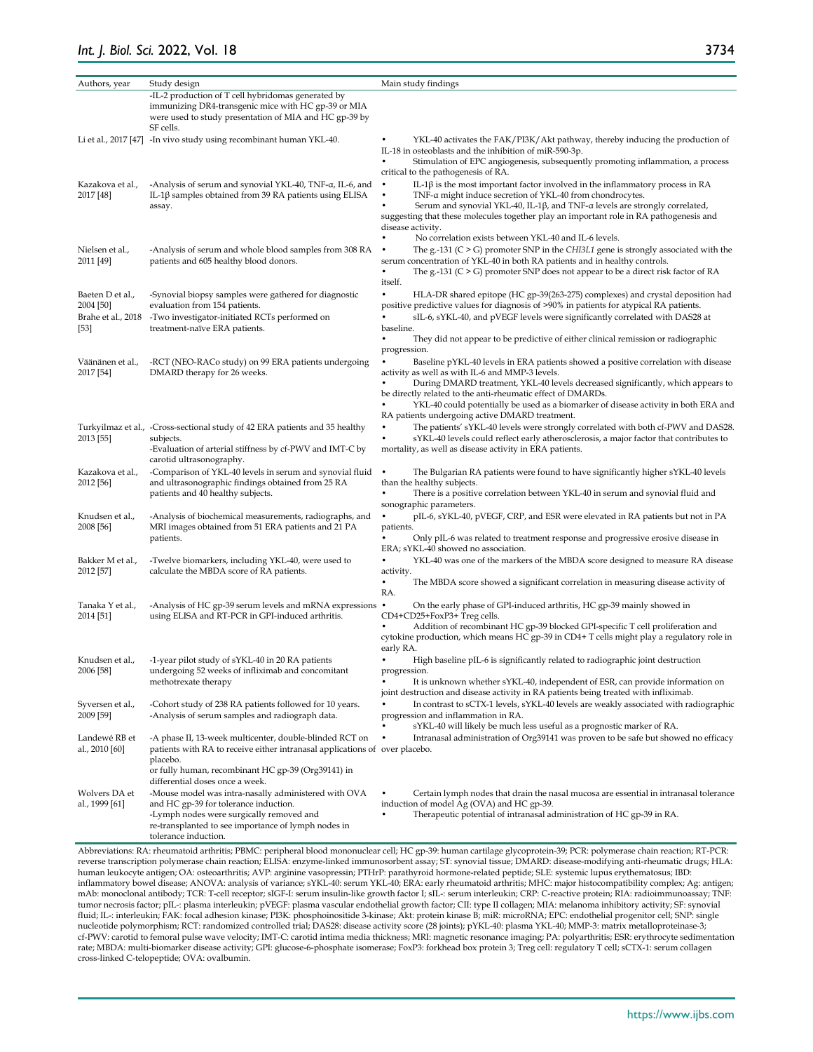| Authors, year | Study design | Main study findings |
|---|---|---|
| | -IL-2 production of T cell hybridomas generated by immunizing DR4-transgenic mice with HC gp-39 or MIA were used to study presentation of MIA and HC gp-39 by SF cells. | |
| Li et al., 2017 [47] | -In vivo study using recombinant human YKL-40. | • YKL-40 activates the FAK/PI3K/Akt pathway, thereby inducing the production of IL-18 in osteoblasts and the inhibition of miR-590-3p.<br>• Stimulation of EPC angiogenesis, subsequently promoting inflammation, a process critical to the pathogenesis of RA. |
| Kazakova et al., 2017 [48] | -Analysis of serum and synovial YKL-40, TNF-α, IL-6, and IL-1β samples obtained from 39 RA patients using ELISA assay. | • IL-1β is the most important factor involved in the inflammatory process in RA<br>• TNF-α might induce secretion of YKL-40 from chondrocytes.<br>• Serum and synovial YKL-40, IL-1β, and TNF-α levels are strongly correlated, suggesting that these molecules together play an important role in RA pathogenesis and disease activity.<br>• No correlation exists between YKL-40 and IL-6 levels. |
| Nielsen et al., 2011 [49] | -Analysis of serum and whole blood samples from 308 RA patients and 605 healthy blood donors. | • The g.-131 (C > G) promoter SNP in the *CHI3L1* gene is strongly associated with the serum concentration of YKL-40 in both RA patients and in healthy controls.<br>• The g.-131 (C > G) promoter SNP does not appear to be a direct risk factor of RA itself. |
| Baeten D et al., 2004 [50] | -Synovial biopsy samples were gathered for diagnostic evaluation from 154 patients. | • HLA-DR shared epitope (HC gp-39(263-275) complexes) and crystal deposition had positive predictive values for diagnosis of >90% in patients for atypical RA patients. |
| Brahe et al., 2018 [53] | -Two investigator-initiated RCTs performed on treatment-naïve ERA patients. | • sIL-6, sYKL-40, and pVEGF levels were significantly correlated with DAS28 at baseline.<br>• They did not appear to be predictive of either clinical remission or radiographic progression. |
| Väänänen et al., 2017 [54] | -RCT (NEO-RACo study) on 99 ERA patients undergoing DMARD therapy for 26 weeks. | • Baseline pYKL-40 levels in ERA patients showed a positive correlation with disease activity as well as with IL-6 and MMP-3 levels.<br>• During DMARD treatment, YKL-40 levels decreased significantly, which appears to be directly related to the anti-rheumatic effect of DMARDs.<br>• YKL-40 could potentially be used as a biomarker of disease activity in both ERA and RA patients undergoing active DMARD treatment. |
| Turkyilmaz et al., 2013 [55] | -Cross-sectional study of 42 ERA patients and 35 healthy subjects.<br>-Evaluation of arterial stiffness by cf-PWV and IMT-C by carotid ultrasonography. | • The patients' sYKL-40 levels were strongly correlated with both cf-PWV and DAS28.<br>• sYKL-40 levels could reflect early atherosclerosis, a major factor that contributes to mortality, as well as disease activity in ERA patients. |
| Kazakova et al., 2012 [56] | -Comparison of YKL-40 levels in serum and synovial fluid and ultrasonographic findings obtained from 25 RA patients and 40 healthy subjects. | • The Bulgarian RA patients were found to have significantly higher sYKL-40 levels than the healthy subjects.<br>• There is a positive correlation between YKL-40 in serum and synovial fluid and sonographic parameters. |
| Knudsen et al., 2008 [56] | -Analysis of biochemical measurements, radiographs, and MRI images obtained from 51 ERA patients and 21 PA patients. | • pIL-6, sYKL-40, pVEGF, CRP, and ESR were elevated in RA patients but not in PA patients.<br>• Only pIL-6 was related to treatment response and progressive erosive disease in ERA; sYKL-40 showed no association. |
| Bakker M et al., 2012 [57] | -Twelve biomarkers, including YKL-40, were used to calculate the MBDA score of RA patients. | • YKL-40 was one of the markers of the MBDA score designed to measure RA disease activity.<br>• The MBDA score showed a significant correlation in measuring disease activity of RA. |
| Tanaka Y et al., 2014 [51] | -Analysis of HC gp-39 serum levels and mRNA expressions using ELISA and RT-PCR in GPI-induced arthritis. | • On the early phase of GPI-induced arthritis, HC gp-39 mainly showed in CD4+CD25+FoxP3+ Treg cells.<br>• Addition of recombinant HC gp-39 blocked GPI-specific T cell proliferation and cytokine production, which means HC gp-39 in CD4+ T cells might play a regulatory role in early RA. |
| Knudsen et al., 2006 [58] | -1-year pilot study of sYKL-40 in 20 RA patients undergoing 52 weeks of infliximab and concomitant methotrexate therapy | • High baseline pIL-6 is significantly related to radiographic joint destruction progression.<br>• It is unknown whether sYKL-40, independent of ESR, can provide information on joint destruction and disease activity in RA patients being treated with infliximab. |
| Syversen et al., 2009 [59] | -Cohort study of 238 RA patients followed for 10 years.<br>-Analysis of serum samples and radiograph data. | • In contrast to sCTX-1 levels, sYKL-40 levels are weakly associated with radiographic progression and inflammation in RA.<br>• sYKL-40 will likely be much less useful as a prognostic marker of RA. |
| Landewé RB et al., 2010 [60] | -A phase II, 13-week multicenter, double-blinded RCT on patients with RA to receive either intranasal applications of placebo.<br>or fully human, recombinant HC gp-39 (Org39141) in differential doses once a week. | • Intranasal administration of Org39141 was proven to be safe but showed no efficacy over placebo. |
| Wolvers DA et al., 1999 [61] | -Mouse model was intra-nasally administered with OVA and HC gp-39 for tolerance induction.<br>-Lymph nodes were surgically removed and re-transplanted to see importance of lymph nodes in tolerance induction. | • Certain lymph nodes that drain the nasal mucosa are essential in intranasal tolerance induction of model Ag (OVA) and HC gp-39.<br>• Therapeutic potential of intranasal administration of HC gp-39 in RA. |

Abbreviations: RA: rheumatoid arthritis; PBMC: peripheral blood mononuclear cell; HC gp-39: human cartilage glycoprotein-39; PCR: polymerase chain reaction; RT-PCR: reverse transcription polymerase chain reaction; ELISA: enzyme-linked immunosorbent assay; ST: synovial tissue; DMARD: disease-modifying anti-rheumatic drugs; HLA: human leukocyte antigen; OA: osteoarthritis; AVP: arginine vasopressin; PTHrP: parathyroid hormone-related peptide; SLE: systemic lupus erythematosus; IBD: inflammatory bowel disease; ANOVA: analysis of variance; sYKL-40: serum YKL-40; ERA: early rheumatoid arthritis; MHC: major histocompatibility complex; Ag: antigen; mAb: monoclonal antibody; TCR: T-cell receptor; sIGF-I: serum insulin-like growth factor I; sIL-: serum interleukin; CRP: C-reactive protein; RIA: radioimmunoassay; TNF: tumor necrosis factor; pIL-: plasma interleukin; pVEGF: plasma vascular endothelial growth factor; CII: type II collagen; MIA: melanoma inhibitory activity; SF: synovial fluid; IL-: interleukin; FAK: focal adhesion kinase; PI3K: phosphoinositide 3-kinase; Akt: protein kinase B; miR: microRNA; EPC: endothelial progenitor cell; SNP: single nucleotide polymorphism; RCT: randomized controlled trial; DAS28: disease activity score (28 joints); pYKL-40: plasma YKL-40; MMP-3: matrix metalloproteinase-3; cf-PWV: carotid to femoral pulse wave velocity; IMT-C: carotid intima media thickness; MRI: magnetic resonance imaging; PA: polyarthritis; ESR: erythrocyte sedimentation rate; MBDA: multi-biomarker disease activity; GPI: glucose-6-phosphate isomerase; FoxP3: forkhead box protein 3; Treg cell: regulatory T cell; sCTX-1: serum collagen cross-linked C-telopeptide; OVA: ovalbumin.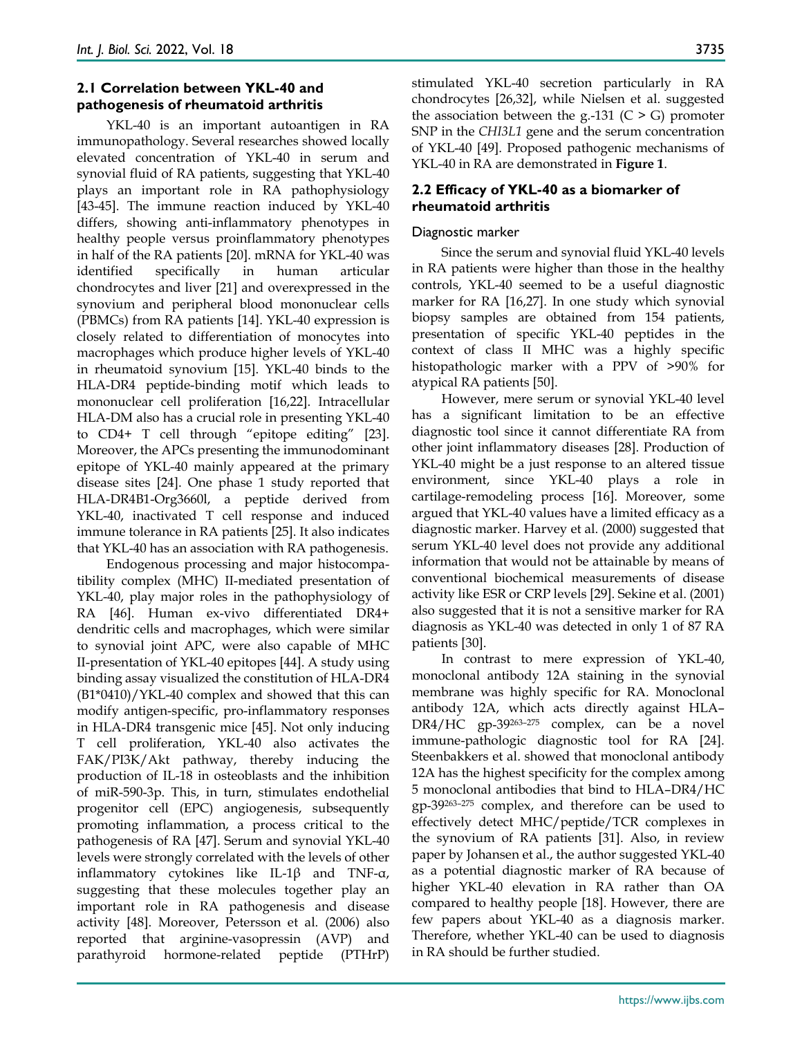### 2.1 Correlation between YKL-40 and pathogenesis of rheumatoid arthritis

YKL-40 is an important autoantigen in RA immunopathology. Several researches showed locally elevated concentration of YKL-40 in serum and synovial fluid of RA patients, suggesting that YKL-40 plays an important role in RA pathophysiology [43-45]. The immune reaction induced by YKL-40 differs, showing anti-inflammatory phenotypes in healthy people versus proinflammatory phenotypes in half of the RA patients [20]. mRNA for YKL-40 was identified specifically in human articular chondrocytes and liver [21] and overexpressed in the synovium and peripheral blood mononuclear cells (PBMCs) from RA patients [14]. YKL-40 expression is closely related to differentiation of monocytes into macrophages which produce higher levels of YKL-40 in rheumatoid synovium [15]. YKL-40 binds to the HLA-DR4 peptide-binding motif which leads to mononuclear cell proliferation [16,22]. Intracellular HLA-DM also has a crucial role in presenting YKL-40 to CD4+ T cell through "epitope editing" [23]. Moreover, the APCs presenting the immunodominant epitope of YKL-40 mainly appeared at the primary disease sites [24]. One phase 1 study reported that HLA-DR4B1-Org3660l, a peptide derived from YKL-40, inactivated T cell response and induced immune tolerance in RA patients [25]. It also indicates that YKL-40 has an association with RA pathogenesis.

Endogenous processing and major histocompatibility complex (MHC) II-mediated presentation of YKL-40, play major roles in the pathophysiology of RA [46]. Human ex-vivo differentiated DR4+ dendritic cells and macrophages, which were similar to synovial joint APC, were also capable of MHC II-presentation of YKL-40 epitopes [44]. A study using binding assay visualized the constitution of HLA-DR4 (B1*0410)/YKL-40 complex and showed that this can modify antigen-specific, pro-inflammatory responses in HLA-DR4 transgenic mice [45]. Not only inducing T cell proliferation, YKL-40 also activates the FAK/PI3K/Akt pathway, thereby inducing the production of IL-18 in osteoblasts and the inhibition of miR-590-3p. This, in turn, stimulates endothelial progenitor cell (EPC) angiogenesis, subsequently promoting inflammation, a process critical to the pathogenesis of RA [47]. Serum and synovial YKL-40 levels were strongly correlated with the levels of other inflammatory cytokines like IL-1β and TNF-α, suggesting that these molecules together play an important role in RA pathogenesis and disease activity [48]. Moreover, Petersson et al. (2006) also reported that arginine-vasopressin (AVP) and parathyroid hormone-related peptide (PTHrP) stimulated YKL-40 secretion particularly in RA chondrocytes [26,32], while Nielsen et al. suggested the association between the g.-131 (C > G) promoter SNP in the *CHI3L1* gene and the serum concentration of YKL-40 [49]. Proposed pathogenic mechanisms of YKL-40 in RA are demonstrated in **Figure 1**.

### 2.2 Efficacy of YKL-40 as a biomarker of rheumatoid arthritis

#### Diagnostic marker

Since the serum and synovial fluid YKL-40 levels in RA patients were higher than those in the healthy controls, YKL-40 seemed to be a useful diagnostic marker for RA [16,27]. In one study which synovial biopsy samples are obtained from 154 patients, presentation of specific YKL-40 peptides in the context of class II MHC was a highly specific histopathologic marker with a PPV of >90% for atypical RA patients [50].

However, mere serum or synovial YKL-40 level has a significant limitation to be an effective diagnostic tool since it cannot differentiate RA from other joint inflammatory diseases [28]. Production of YKL-40 might be a just response to an altered tissue environment, since YKL-40 plays a role in cartilage-remodeling process [16]. Moreover, some argued that YKL-40 values have a limited efficacy as a diagnostic marker. Harvey et al. (2000) suggested that serum YKL-40 level does not provide any additional information that would not be attainable by means of conventional biochemical measurements of disease activity like ESR or CRP levels [29]. Sekine et al. (2001) also suggested that it is not a sensitive marker for RA diagnosis as YKL-40 was detected in only 1 of 87 RA patients [30].

In contrast to mere expression of YKL-40, monoclonal antibody 12A staining in the synovial membrane was highly specific for RA. Monoclonal antibody 12A, which acts directly against HLA–DR4/HC gp-39$^{263-275}$ complex, can be a novel immune-pathologic diagnostic tool for RA [24]. Steenbakkers et al. showed that monoclonal antibody 12A has the highest specificity for the complex among 5 monoclonal antibodies that bind to HLA–DR4/HC gp-39$^{263-275}$ complex, and therefore can be used to effectively detect MHC/peptide/TCR complexes in the synovium of RA patients [31]. Also, in review paper by Johansen et al., the author suggested YKL-40 as a potential diagnostic marker of RA because of higher YKL-40 elevation in RA rather than OA compared to healthy people [18]. However, there are few papers about YKL-40 as a diagnosis marker. Therefore, whether YKL-40 can be used to diagnosis in RA should be further studied.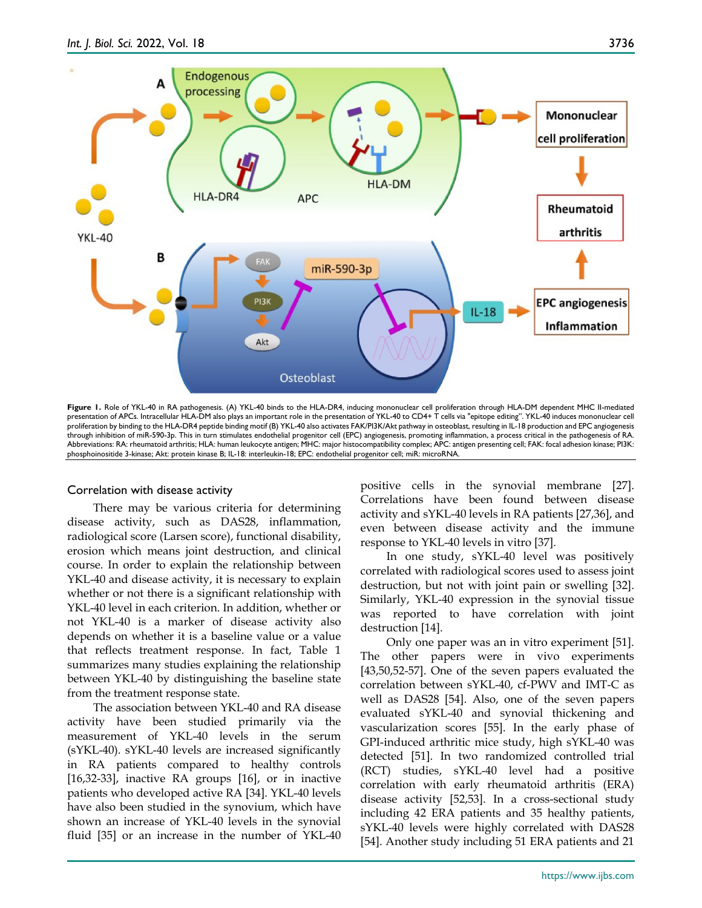**Figure 1.** Role of YKL-40 in RA pathogenesis. (A) YKL-40 binds to the HLA-DR4, inducing mononuclear cell proliferation through HLA-DM dependent MHC II-mediated presentation of APCs. Intracellular HLA-DM also plays an important role in the presentation of YKL-40 to CD4+ T cells via "epitope editing". YKL-40 induces mononuclear cell proliferation by binding to the HLA-DR4 peptide binding motif (B) YKL-40 also activates FAK/PI3K/Akt pathway in osteoblast, resulting in IL-18 production and EPC angiogenesis through inhibition of miR-590-3p. This in turn stimulates endothelial progenitor cell (EPC) angiogenesis, promoting inflammation, a process critical in the pathogenesis of RA. Abbreviations: RA: rheumatoid arthritis; HLA: human leukocyte antigen; MHC: major histocompatibility complex; APC: antigen presenting cell; FAK: focal adhesion kinase; PI3K: phosphoinositide 3-kinase; Akt: protein kinase B; IL-18: interleukin-18; EPC: endothelial progenitor cell; miR: microRNA.

### Correlation with disease activity

There may be various criteria for determining disease activity, such as DAS28, inflammation, radiological score (Larsen score), functional disability, erosion which means joint destruction, and clinical course. In order to explain the relationship between YKL-40 and disease activity, it is necessary to explain whether or not there is a significant relationship with YKL-40 level in each criterion. In addition, whether or not YKL-40 is a marker of disease activity also depends on whether it is a baseline value or a value that reflects treatment response. In fact, Table 1 summarizes many studies explaining the relationship between YKL-40 by distinguishing the baseline state from the treatment response state.

The association between YKL-40 and RA disease activity have been studied primarily via the measurement of YKL-40 levels in the serum (sYKL-40). sYKL-40 levels are increased significantly in RA patients compared to healthy controls [16,32-33], inactive RA groups [16], or in inactive patients who developed active RA [34]. YKL-40 levels have also been studied in the synovium, which have shown an increase of YKL-40 levels in the synovial fluid [35] or an increase in the number of YKL-40 positive cells in the synovial membrane [27]. Correlations have been found between disease activity and sYKL-40 levels in RA patients [27,36], and even between disease activity and the immune response to YKL-40 levels in vitro [37].

In one study, sYKL-40 level was positively correlated with radiological scores used to assess joint destruction, but not with joint pain or swelling [32]. Similarly, YKL-40 expression in the synovial tissue was reported to have correlation with joint destruction [14].

Only one paper was an in vitro experiment [51]. The other papers were in vivo experiments [43,50,52-57]. One of the seven papers evaluated the correlation between sYKL-40, cf-PWV and IMT-C as well as DAS28 [54]. Also, one of the seven papers evaluated sYKL-40 and synovial thickening and vascularization scores [55]. In the early phase of GPI-induced arthritic mice study, high sYKL-40 was detected [51]. In two randomized controlled trial (RCT) studies, sYKL-40 level had a positive correlation with early rheumatoid arthritis (ERA) disease activity [52,53]. In a cross-sectional study including 42 ERA patients and 35 healthy patients, sYKL-40 levels were highly correlated with DAS28 [54]. Another study including 51 ERA patients and 21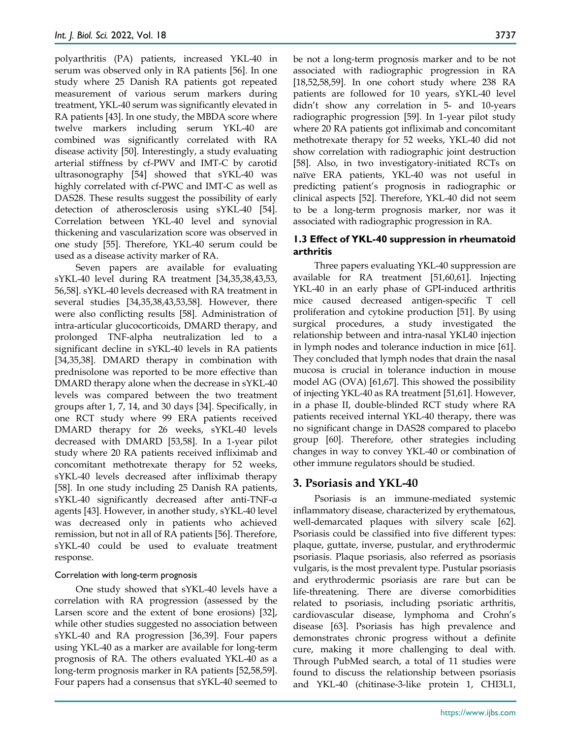polyarthritis (PA) patients, increased YKL-40 in serum was observed only in RA patients [56]. In one study where 25 Danish RA patients got repeated measurement of various serum markers during treatment, YKL-40 serum was significantly elevated in RA patients [43]. In one study, the MBDA score where twelve markers including serum YKL-40 are combined was significantly correlated with RA disease activity [50]. Interestingly, a study evaluating arterial stiffness by cf-PWV and IMT-C by carotid ultrasonography [54] showed that sYKL-40 was highly correlated with cf-PWC and IMT-C as well as DAS28. These results suggest the possibility of early detection of atherosclerosis using sYKL-40 [54]. Correlation between YKL-40 level and synovial thickening and vascularization score was observed in one study [55]. Therefore, YKL-40 serum could be used as a disease activity marker of RA.

Seven papers are available for evaluating sYKL-40 level during RA treatment [34,35,38,43,53,56,58]. sYKL-40 levels decreased with RA treatment in several studies [34,35,38,43,53,58]. However, there were also conflicting results [58]. Administration of intra-articular glucocorticoids, DMARD therapy, and prolonged TNF-alpha neutralization led to a significant decline in sYKL-40 levels in RA patients [34,35,38]. DMARD therapy in combination with prednisolone was reported to be more effective than DMARD therapy alone when the decrease in sYKL-40 levels was compared between the two treatment groups after 1, 7, 14, and 30 days [34]. Specifically, in one RCT study where 99 ERA patients received DMARD therapy for 26 weeks, sYKL-40 levels decreased with DMARD [53,58]. In a 1-year pilot study where 20 RA patients received infliximab and concomitant methotrexate therapy for 52 weeks, sYKL-40 levels decreased after infliximab therapy [58]. In one study including 25 Danish RA patients, sYKL-40 significantly decreased after anti-TNF-α agents [43]. However, in another study, sYKL-40 level was decreased only in patients who achieved remission, but not in all of RA patients [56]. Therefore, sYKL-40 could be used to evaluate treatment response.

#### Correlation with long-term prognosis

One study showed that sYKL-40 levels have a correlation with RA progression (assessed by the Larsen score and the extent of bone erosions) [32], while other studies suggested no association between sYKL-40 and RA progression [36,39]. Four papers using YKL-40 as a marker are available for long-term prognosis of RA. The others evaluated YKL-40 as a long-term prognosis marker in RA patients [52,58,59]. Four papers had a consensus that sYKL-40 seemed to be not a long-term prognosis marker and to be not associated with radiographic progression in RA [18,52,58,59]. In one cohort study where 238 RA patients are followed for 10 years, sYKL-40 level didn't show any correlation in 5- and 10-years radiographic progression [59]. In 1-year pilot study where 20 RA patients got infliximab and concomitant methotrexate therapy for 52 weeks, YKL-40 did not show correlation with radiographic joint destruction [58]. Also, in two investigatory-initiated RCTs on naïve ERA patients, YKL-40 was not useful in predicting patient's prognosis in radiographic or clinical aspects [52]. Therefore, YKL-40 did not seem to be a long-term prognosis marker, nor was it associated with radiographic progression in RA.

### 1.3 Effect of YKL-40 suppression in rheumatoid arthritis

Three papers evaluating YKL-40 suppression are available for RA treatment [51,60,61]. Injecting YKL-40 in an early phase of GPI-induced arthritis mice caused decreased antigen-specific T cell proliferation and cytokine production [51]. By using surgical procedures, a study investigated the relationship between and intra-nasal YKL40 injection in lymph nodes and tolerance induction in mice [61]. They concluded that lymph nodes that drain the nasal mucosa is crucial in tolerance induction in mouse model AG (OVA) [61,67]. This showed the possibility of injecting YKL-40 as RA treatment [51,61]. However, in a phase II, double-blinded RCT study where RA patients received internal YKL-40 therapy, there was no significant change in DAS28 compared to placebo group [60]. Therefore, other strategies including changes in way to convey YKL-40 or combination of other immune regulators should be studied.

## 3. Psoriasis and YKL-40

Psoriasis is an immune-mediated systemic inflammatory disease, characterized by erythematous, well-demarcated plaques with silvery scale [62]. Psoriasis could be classified into five different types: plaque, guttate, inverse, pustular, and erythrodermic psoriasis. Plaque psoriasis, also referred as psoriasis vulgaris, is the most prevalent type. Pustular psoriasis and erythrodermic psoriasis are rare but can be life-threatening. There are diverse comorbidities related to psoriasis, including psoriatic arthritis, cardiovascular disease, lymphoma and Crohn's disease [63]. Psoriasis has high prevalence and demonstrates chronic progress without a definite cure, making it more challenging to deal with. Through PubMed search, a total of 11 studies were found to discuss the relationship between psoriasis and YKL-40 (chitinase-3-like protein 1, CHI3L1,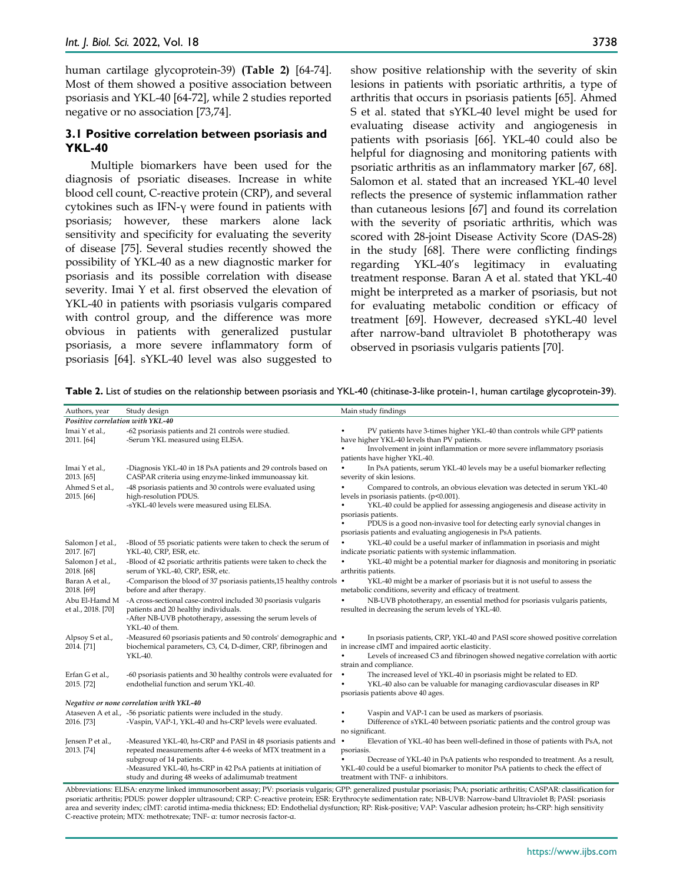human cartilage glycoprotein-39) **(Table 2)** [64-74]. Most of them showed a positive association between psoriasis and YKL-40 [64-72], while 2 studies reported negative or no association [73,74].

### 3.1 Positive correlation between psoriasis and YKL-40

Multiple biomarkers have been used for the diagnosis of psoriatic diseases. Increase in white blood cell count, C-reactive protein (CRP), and several cytokines such as IFN-γ were found in patients with psoriasis; however, these markers alone lack sensitivity and specificity for evaluating the severity of disease [75]. Several studies recently showed the possibility of YKL-40 as a new diagnostic marker for psoriasis and its possible correlation with disease severity. Imai Y et al. first observed the elevation of YKL-40 in patients with psoriasis vulgaris compared with control group, and the difference was more obvious in patients with generalized pustular psoriasis, a more severe inflammatory form of psoriasis [64]. sYKL-40 level was also suggested to show positive relationship with the severity of skin lesions in patients with psoriatic arthritis, a type of arthritis that occurs in psoriasis patients [65]. Ahmed S et al. stated that sYKL-40 level might be used for evaluating disease activity and angiogenesis in patients with psoriasis [66]. YKL-40 could also be helpful for diagnosing and monitoring patients with psoriatic arthritis as an inflammatory marker [67, 68]. Salomon et al. stated that an increased YKL-40 level reflects the presence of systemic inflammation rather than cutaneous lesions [67] and found its correlation with the severity of psoriatic arthritis, which was scored with 28-joint Disease Activity Score (DAS-28) in the study [68]. There were conflicting findings regarding YKL-40's legitimacy in evaluating treatment response. Baran A et al. stated that YKL-40 might be interpreted as a marker of psoriasis, but not for evaluating metabolic condition or efficacy of treatment [69]. However, decreased sYKL-40 level after narrow-band ultraviolet B phototherapy was observed in psoriasis vulgaris patients [70].

**Table 2.** List of studies on the relationship between psoriasis and YKL-40 (chitinase-3-like protein-1, human cartilage glycoprotein-39).

| Authors, year | Study design | Main study findings |
|---|---|---|
| *Positive correlation with YKL-40* | | |
| Imai Y et al., 2011. [64] | -62 psoriasis patients and 21 controls were studied.<br>-Serum YKL measured using ELISA. | • PV patients have 3-times higher YKL-40 than controls while GPP patients have higher YKL-40 levels than PV patients.<br>• Involvement in joint inflammation or more severe inflammatory psoriasis patients have higher YKL-40. |
| Imai Y et al., 2013. [65] | -Diagnosis YKL-40 in 18 PsA patients and 29 controls based on CASPAR criteria using enzyme-linked immunoassay kit. | • In PsA patients, serum YKL-40 levels may be a useful biomarker reflecting severity of skin lesions. |
| Ahmed S et al., 2015. [66] | -48 psoriasis patients and 30 controls were evaluated using high-resolution PDUS.<br>-sYKL-40 levels were measured using ELISA. | • Compared to controls, an obvious elevation was detected in serum YKL-40 levels in psoriasis patients. ($p<0.001$).<br>• YKL-40 could be applied for assessing angiogenesis and disease activity in psoriasis patients.<br>• PDUS is a good non-invasive tool for detecting early synovial changes in psoriasis patients and evaluating angiogenesis in PsA patients. |
| Salomon J et al., 2017. [67] | -Blood of 55 psoriatic patients were taken to check the serum of YKL-40, CRP, ESR, etc. | • YKL-40 could be a useful marker of inflammation in psoriasis and might indicate psoriatic patients with systemic inflammation. |
| Salomon J et al., 2018. [68] | -Blood of 42 psoriatic arthritis patients were taken to check the serum of YKL-40, CRP, ESR, etc. | • YKL-40 might be a potential marker for diagnosis and monitoring in psoriatic arthritis patients. |
| Baran A et al., 2018. [69] | -Comparison the blood of 37 psoriasis patients,15 healthy controls before and after therapy. | • YKL-40 might be a marker of psoriasis but it is not useful to assess the metabolic conditions, severity and efficacy of treatment. |
| Abu El-Hamd M et al., 2018. [70] | -A cross-sectional case-control included 30 psoriasis vulgaris patients and 20 healthy individuals.<br>-After NB-UVB phototherapy, assessing the serum levels of YKL-40 of them. | • NB-UVB phototherapy, an essential method for psoriasis vulgaris patients, resulted in decreasing the serum levels of YKL-40. |
| Alpsoy S et al., 2014. [71] | -Measured 60 psoriasis patients and 50 controls' demographic and biochemical parameters, C3, C4, D-dimer, CRP, fibrinogen and YKL-40. | • In psoriasis patients, CRP, YKL-40 and PASI score showed positive correlation in increase cIMT and impaired aortic elasticity.<br>• Levels of increased C3 and fibrinogen showed negative correlation with aortic strain and compliance. |
| Erfan G et al., 2015. [72] | -60 psoriasis patients and 30 healthy controls were evaluated for endothelial function and serum YKL-40. | • The increased level of YKL-40 in psoriasis might be related to ED.<br>• YKL-40 also can be valuable for managing cardiovascular diseases in RP psoriasis patients above 40 ages. |
| *Negative or none correlation with YKL-40* | | |
| Ataseven A et al., 2016. [73] | -56 psoriatic patients were included in the study.<br>-Vaspin, VAP-1, YKL-40 and hs-CRP levels were evaluated. | • Vaspin and VAP-1 can be used as markers of psoriasis.<br>• Difference of sYKL-40 between psoriatic patients and the control group was no significant. |
| Jensen P et al., 2013. [74] | -Measured YKL-40, hs-CRP and PASI in 48 psoriasis patients and repeated measurements after 4-6 weeks of MTX treatment in a subgroup of 14 patients.<br>-Measured YKL-40, hs-CRP in 42 PsA patients at initiation of study and during 48 weeks of adalimumab treatment | • Elevation of YKL-40 has been well-defined in those of patients with PsA, not psoriasis.<br>• Decrease of YKL-40 in PsA patients who responded to treatment. As a result, YKL-40 could be a useful biomarker to monitor PsA patients to check the effect of treatment with TNF- α inhibitors. |

Abbreviations: ELISA: enzyme linked immunosorbent assay; PV: psoriasis vulgaris; GPP: generalized pustular psoriasis; PsA; psoriatic arthritis; CASPAR: classification for psoriatic arthritis; PDUS: power doppler ultrasound; CRP: C-reactive protein; ESR: Erythrocyte sedimentation rate; NB-UVB: Narrow-band Ultraviolet B; PASI: psoriasis area and severity index; cIMT: carotid intima-media thickness; ED: Endothelial dysfunction; RP: Risk-positive; VAP: Vascular adhesion protein; hs-CRP: high sensitivity C-reactive protein; MTX: methotrexate; TNF- α: tumor necrosis factor-α.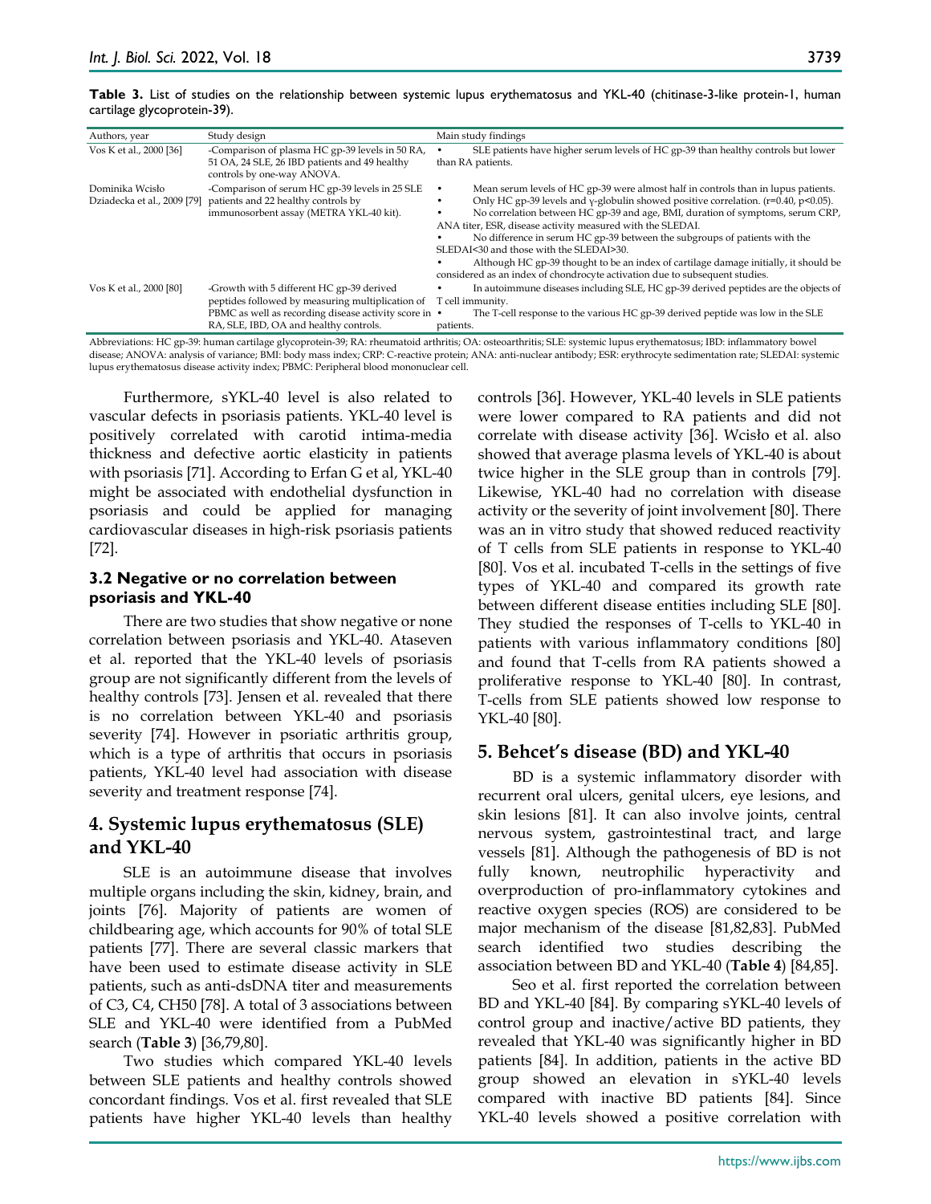**Table 3.** List of studies on the relationship between systemic lupus erythematosus and YKL-40 (chitinase-3-like protein-1, human cartilage glycoprotein-39).

| Authors, year | Study design | Main study findings |
|---|---|---|
| Vos K et al., 2000 [36] | -Comparison of plasma HC gp-39 levels in 50 RA, 51 OA, 24 SLE, 26 IBD patients and 49 healthy controls by one-way ANOVA. | • SLE patients have higher serum levels of HC gp-39 than healthy controls but lower than RA patients. |
| Dominika Wcisło Dziadecka et al., 2009 [79] | -Comparison of serum HC gp-39 levels in 25 SLE patients and 22 healthy controls by immunosorbent assay (METRA YKL-40 kit). | • Mean serum levels of HC gp-39 were almost half in controls than in lupus patients. • Only HC gp-39 levels and γ-globulin showed positive correlation. ($r=0.40$, $p<0.05$). • No correlation between HC gp-39 and age, BMI, duration of symptoms, serum CRP, ANA titer, ESR, disease activity measured with the SLEDAI. • No difference in serum HC gp-39 between the subgroups of patients with the SLEDAI<30 and those with the SLEDAI>30. • Although HC gp-39 thought to be an index of cartilage damage initially, it should be considered as an index of chondrocyte activation due to subsequent studies. |
| Vos K et al., 2000 [80] | -Growth with 5 different HC gp-39 derived peptides followed by measuring multiplication of PBMC as well as recording disease activity score in RA, SLE, IBD, OA and healthy controls. | • In autoimmune diseases including SLE, HC gp-39 derived peptides are the objects of T cell immunity. • The T-cell response to the various HC gp-39 derived peptide was low in the SLE patients. |

Abbreviations: HC gp-39: human cartilage glycoprotein-39; RA: rheumatoid arthritis; OA: osteoarthritis; SLE: systemic lupus erythematosus; IBD: inflammatory bowel disease; ANOVA: analysis of variance; BMI: body mass index; CRP: C-reactive protein; ANA: anti-nuclear antibody; ESR: erythrocyte sedimentation rate; SLEDAI: systemic lupus erythematosus disease activity index; PBMC: Peripheral blood mononuclear cell.

Furthermore, sYKL-40 level is also related to vascular defects in psoriasis patients. YKL-40 level is positively correlated with carotid intima-media thickness and defective aortic elasticity in patients with psoriasis [71]. According to Erfan G et al, YKL-40 might be associated with endothelial dysfunction in psoriasis and could be applied for managing cardiovascular diseases in high-risk psoriasis patients [72].

### 3.2 Negative or no correlation between psoriasis and YKL-40

There are two studies that show negative or none correlation between psoriasis and YKL-40. Ataseven et al. reported that the YKL-40 levels of psoriasis group are not significantly different from the levels of healthy controls [73]. Jensen et al. revealed that there is no correlation between YKL-40 and psoriasis severity [74]. However in psoriatic arthritis group, which is a type of arthritis that occurs in psoriasis patients, YKL-40 level had association with disease severity and treatment response [74].

## 4. Systemic lupus erythematosus (SLE) and YKL-40

SLE is an autoimmune disease that involves multiple organs including the skin, kidney, brain, and joints [76]. Majority of patients are women of childbearing age, which accounts for 90% of total SLE patients [77]. There are several classic markers that have been used to estimate disease activity in SLE patients, such as anti-dsDNA titer and measurements of C3, C4, CH50 [78]. A total of 3 associations between SLE and YKL-40 were identified from a PubMed search (**Table 3**) [36,79,80].

Two studies which compared YKL-40 levels between SLE patients and healthy controls showed concordant findings. Vos et al. first revealed that SLE patients have higher YKL-40 levels than healthy controls [36]. However, YKL-40 levels in SLE patients were lower compared to RA patients and did not correlate with disease activity [36]. Wcisło et al. also showed that average plasma levels of YKL-40 is about twice higher in the SLE group than in controls [79]. Likewise, YKL-40 had no correlation with disease activity or the severity of joint involvement [80]. There was an in vitro study that showed reduced reactivity of T cells from SLE patients in response to YKL-40 [80]. Vos et al. incubated T-cells in the settings of five types of YKL-40 and compared its growth rate between different disease entities including SLE [80]. They studied the responses of T-cells to YKL-40 in patients with various inflammatory conditions [80] and found that T-cells from RA patients showed a proliferative response to YKL-40 [80]. In contrast, T-cells from SLE patients showed low response to YKL-40 [80].

## 5. Behcet's disease (BD) and YKL-40

BD is a systemic inflammatory disorder with recurrent oral ulcers, genital ulcers, eye lesions, and skin lesions [81]. It can also involve joints, central nervous system, gastrointestinal tract, and large vessels [81]. Although the pathogenesis of BD is not fully known, neutrophilic hyperactivity and overproduction of pro-inflammatory cytokines and reactive oxygen species (ROS) are considered to be major mechanism of the disease [81,82,83]. PubMed search identified two studies describing the association between BD and YKL-40 (**Table 4**) [84,85].

Seo et al. first reported the correlation between BD and YKL-40 [84]. By comparing sYKL-40 levels of control group and inactive/active BD patients, they revealed that YKL-40 was significantly higher in BD patients [84]. In addition, patients in the active BD group showed an elevation in sYKL-40 levels compared with inactive BD patients [84]. Since YKL-40 levels showed a positive correlation with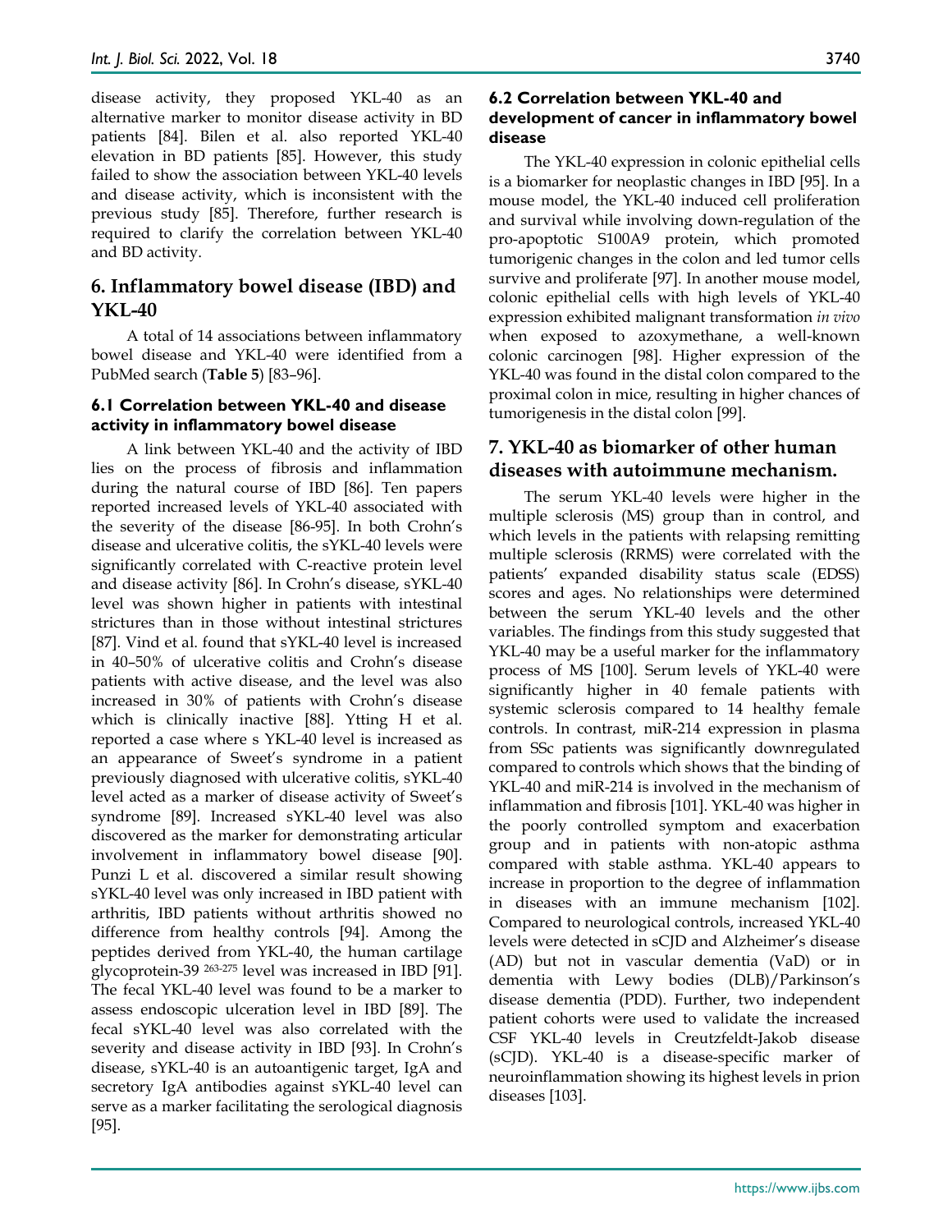disease activity, they proposed YKL-40 as an alternative marker to monitor disease activity in BD patients [84]. Bilen et al. also reported YKL-40 elevation in BD patients [85]. However, this study failed to show the association between YKL-40 levels and disease activity, which is inconsistent with the previous study [85]. Therefore, further research is required to clarify the correlation between YKL-40 and BD activity.

## 6. Inflammatory bowel disease (IBD) and YKL-40

A total of 14 associations between inflammatory bowel disease and YKL-40 were identified from a PubMed search (**Table 5**) [83–96].

### 6.1 Correlation between YKL-40 and disease activity in inflammatory bowel disease

A link between YKL-40 and the activity of IBD lies on the process of fibrosis and inflammation during the natural course of IBD [86]. Ten papers reported increased levels of YKL-40 associated with the severity of the disease [86-95]. In both Crohn's disease and ulcerative colitis, the sYKL-40 levels were significantly correlated with C-reactive protein level and disease activity [86]. In Crohn's disease, sYKL-40 level was shown higher in patients with intestinal strictures than in those without intestinal strictures [87]. Vind et al. found that sYKL-40 level is increased in 40–50% of ulcerative colitis and Crohn's disease patients with active disease, and the level was also increased in 30% of patients with Crohn's disease which is clinically inactive [88]. Ytting H et al. reported a case where s YKL-40 level is increased as an appearance of Sweet's syndrome in a patient previously diagnosed with ulcerative colitis, sYKL-40 level acted as a marker of disease activity of Sweet's syndrome [89]. Increased sYKL-40 level was also discovered as the marker for demonstrating articular involvement in inflammatory bowel disease [90]. Punzi L et al. discovered a similar result showing sYKL-40 level was only increased in IBD patient with arthritis, IBD patients without arthritis showed no difference from healthy controls [94]. Among the peptides derived from YKL-40, the human cartilage glycoprotein-39 $^{263\text{-}275}$ level was increased in IBD [91]. The fecal YKL-40 level was found to be a marker to assess endoscopic ulceration level in IBD [89]. The fecal sYKL-40 level was also correlated with the severity and disease activity in IBD [93]. In Crohn's disease, sYKL-40 is an autoantigenic target, IgA and secretory IgA antibodies against sYKL-40 level can serve as a marker facilitating the serological diagnosis [95].

### 6.2 Correlation between YKL-40 and development of cancer in inflammatory bowel disease

The YKL-40 expression in colonic epithelial cells is a biomarker for neoplastic changes in IBD [95]. In a mouse model, the YKL-40 induced cell proliferation and survival while involving down-regulation of the pro-apoptotic S100A9 protein, which promoted tumorigenic changes in the colon and led tumor cells survive and proliferate [97]. In another mouse model, colonic epithelial cells with high levels of YKL-40 expression exhibited malignant transformation *in vivo* when exposed to azoxymethane, a well-known colonic carcinogen [98]. Higher expression of the YKL-40 was found in the distal colon compared to the proximal colon in mice, resulting in higher chances of tumorigenesis in the distal colon [99].

## 7. YKL-40 as biomarker of other human diseases with autoimmune mechanism.

The serum YKL-40 levels were higher in the multiple sclerosis (MS) group than in control, and which levels in the patients with relapsing remitting multiple sclerosis (RRMS) were correlated with the patients' expanded disability status scale (EDSS) scores and ages. No relationships were determined between the serum YKL-40 levels and the other variables. The findings from this study suggested that YKL-40 may be a useful marker for the inflammatory process of MS [100]. Serum levels of YKL-40 were significantly higher in 40 female patients with systemic sclerosis compared to 14 healthy female controls. In contrast, miR-214 expression in plasma from SSc patients was significantly downregulated compared to controls which shows that the binding of YKL-40 and miR-214 is involved in the mechanism of inflammation and fibrosis [101]. YKL-40 was higher in the poorly controlled symptom and exacerbation group and in patients with non-atopic asthma compared with stable asthma. YKL-40 appears to increase in proportion to the degree of inflammation in diseases with an immune mechanism [102]. Compared to neurological controls, increased YKL-40 levels were detected in sCJD and Alzheimer's disease (AD) but not in vascular dementia (VaD) or in dementia with Lewy bodies (DLB)/Parkinson's disease dementia (PDD). Further, two independent patient cohorts were used to validate the increased CSF YKL-40 levels in Creutzfeldt-Jakob disease (sCJD). YKL-40 is a disease-specific marker of neuroinflammation showing its highest levels in prion diseases [103].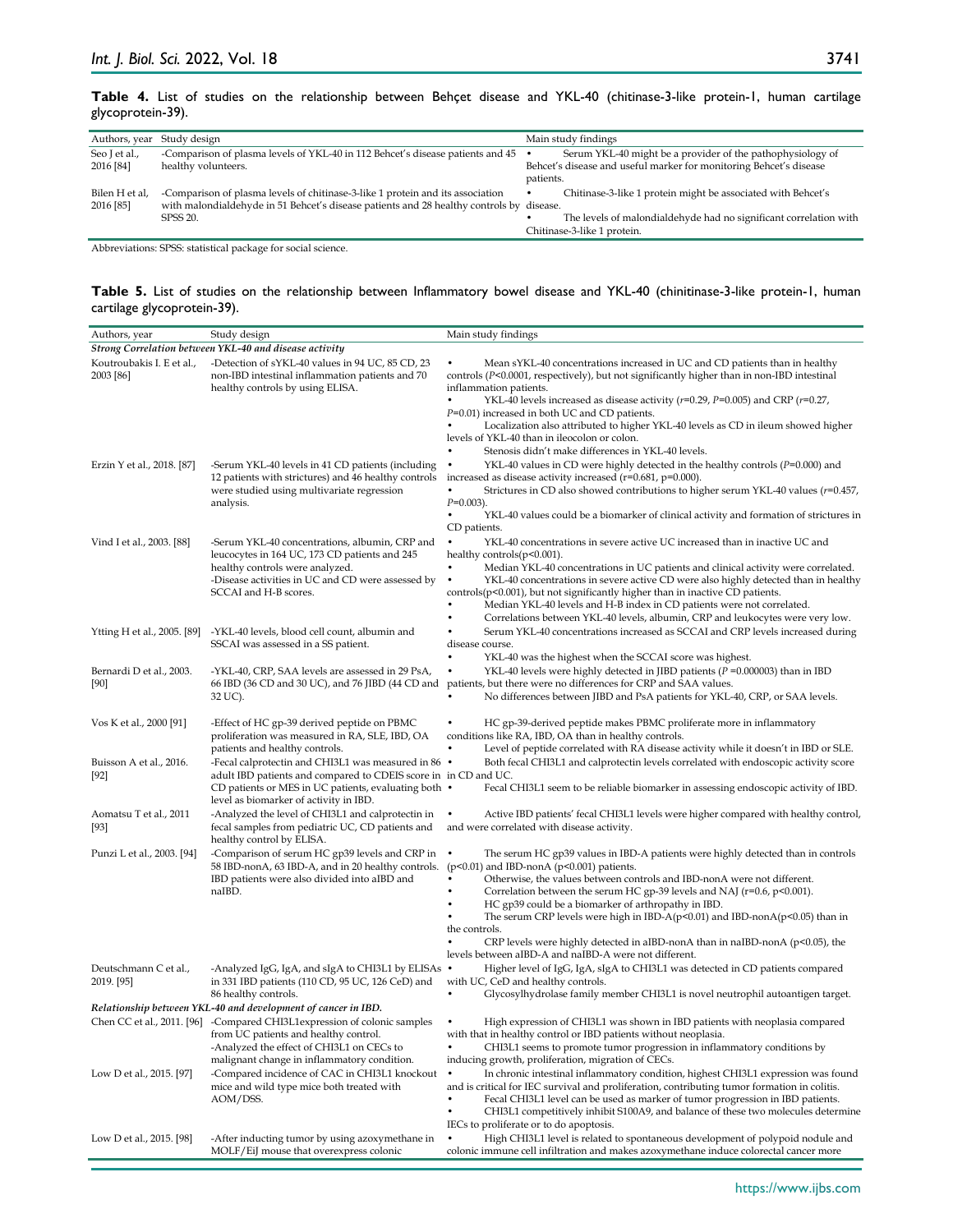**Table 4.** List of studies on the relationship between Behçet disease and YKL-40 (chitinase-3-like protein-1, human cartilage glycoprotein-39).

| Authors, year | Study design | Main study findings |
|---|---|---|
| Seo J et al., 2016 [84] | -Comparison of plasma levels of YKL-40 in 112 Behcet's disease patients and 45 healthy volunteers. | • Serum YKL-40 might be a provider of the pathophysiology of Behcet's disease and useful marker for monitoring Behcet's disease patients. |
| Bilen H et al, 2016 [85] | -Comparison of plasma levels of chitinase-3-like 1 protein and its association with malondialdehyde in 51 Behcet's disease patients and 28 healthy controls by SPSS 20. | • Chitinase-3-like 1 protein might be associated with Behcet's disease.<br>• The levels of malondialdehyde had no significant correlation with Chitinase-3-like 1 protein. |

Abbreviations: SPSS: statistical package for social science.

**Table 5.** List of studies on the relationship between Inflammatory bowel disease and YKL-40 (chinitinase-3-like protein-1, human cartilage glycoprotein-39).

| Authors, year | Study design | Main study findings |
|---|---|---|
| ***Strong Correlation between YKL-40 and disease activity*** | | |
| Koutroubakis I. E et al., 2003 [86] | -Detection of sYKL-40 values in 94 UC, 85 CD, 23 non-IBD intestinal inflammation patients and 70 healthy controls by using ELISA. | • Mean sYKL-40 concentrations increased in UC and CD patients than in healthy controls ($P<0.0001$, respectively), but not significantly higher than in non-IBD intestinal inflammation patients.<br>• YKL-40 levels increased as disease activity ($r=0.29$, $P=0.005$) and CRP ($r=0.27$, $P=0.01$) increased in both UC and CD patients.<br>• Localization also attributed to higher YKL-40 levels as CD in ileum showed higher levels of YKL-40 than in ileocolon or colon.<br>• Stenosis didn't make differences in YKL-40 levels. |
| Erzin Y et al., 2018. [87] | -Serum YKL-40 levels in 41 CD patients (including 12 patients with strictures) and 46 healthy controls were studied using multivariate regression analysis. | • YKL-40 values in CD were highly detected in the healthy controls ($P=0.000$) and increased as disease activity increased (r=0.681, p=0.000).<br>• Strictures in CD also showed contributions to higher serum YKL-40 values ($r=0.457$, $P=0.003$).<br>• YKL-40 values could be a biomarker of clinical activity and formation of strictures in CD patients. |
| Vind I et al., 2003. [88] | -Serum YKL-40 concentrations, albumin, CRP and leucocytes in 164 UC, 173 CD patients and 245 healthy controls were analyzed.<br>-Disease activities in UC and CD were assessed by SCCAI and H-B scores. | • YKL-40 concentrations in severe active UC increased than in inactive UC and healthy controls($p<0.001$).<br>• Median YKL-40 concentrations in UC patients and clinical activity were correlated.<br>• YKL-40 concentrations in severe active CD were also highly detected than in healthy controls($p<0.001$), but not significantly higher than in inactive CD patients.<br>• Median YKL-40 levels and H-B index in CD patients were not correlated.<br>• Correlations between YKL-40 levels, albumin, CRP and leukocytes were very low. |
| Ytting H et al., 2005. [89] | -YKL-40 levels, blood cell count, albumin and SSCAI was assessed in a SS patient. | • Serum YKL-40 concentrations increased as SCCAI and CRP levels increased during disease course.<br>• YKL-40 was the highest when the SCCAI score was highest. |
| Bernardi D et al., 2003. [90] | -YKL-40, CRP, SAA levels are assessed in 29 PsA, 66 IBD (36 CD and 30 UC), and 76 JIBD (44 CD and 32 UC). | • YKL-40 levels were highly detected in JIBD patients ($P=0.000003$) than in IBD patients, but there were no differences for CRP and SAA values.<br>• No differences between JIBD and PsA patients for YKL-40, CRP, or SAA levels. |
| Vos K et al., 2000 [91] | -Effect of HC gp-39 derived peptide on PBMC proliferation was measured in RA, SLE, IBD, OA patients and healthy controls. | • HC gp-39-derived peptide makes PBMC proliferate more in inflammatory conditions like RA, IBD, OA than in healthy controls.<br>• Level of peptide correlated with RA disease activity while it doesn't in IBD or SLE. |
| Buisson A et al., 2016. [92] | -Fecal calprotectin and CHI3L1 was measured in 86 adult IBD patients and compared to CDEIS score in CD patients or MES in UC patients, evaluating both level as biomarker of activity in IBD. | • Both fecal CHI3L1 and calprotectin levels correlated with endoscopic activity score in CD and UC.<br>• Fecal CHI3L1 seem to be reliable biomarker in assessing endoscopic activity of IBD. |
| Aomatsu T et al., 2011 [93] | -Analyzed the level of CHI3L1 and calprotectin in fecal samples from pediatric UC, CD patients and healthy control by ELISA. | • Active IBD patients' fecal CHI3L1 levels were higher compared with healthy control, and were correlated with disease activity. |
| Punzi L et al., 2003. [94] | -Comparison of serum HC gp39 levels and CRP in 58 IBD-nonA, 63 IBD-A, and in 20 healthy controls. IBD patients were also divided into aIBD and naIBD. | • The serum HC gp39 values in IBD-A patients were highly detected than in controls ($p<0.01$) and IBD-nonA ($p<0.001$) patients.<br>• Otherwise, the values between controls and IBD-nonA were not different.<br>• Correlation between the serum HC gp-39 levels and NAJ (r=0.6, $p<0.001$).<br>• HC gp39 could be a biomarker of arthropathy in IBD.<br>• The serum CRP levels were high in IBD-A($p<0.01$) and IBD-nonA($p<0.05$) than in the controls.<br>• CRP levels were highly detected in aIBD-nonA than in naIBD-nonA ($p<0.05$), the levels between aIBD-A and naIBD-A were not different. |
| Deutschmann C et al., 2019. [95] | -Analyzed IgG, IgA, and sIgA to CHI3L1 by ELISAs in 331 IBD patients (110 CD, 95 UC, 126 CeD) and 86 healthy controls. | • Higher level of IgG, IgA, sIgA to CHI3L1 was detected in CD patients compared with UC, CeD and healthy controls.<br>• Glycosylhydrolase family member CHI3L1 is novel neutrophil autoantigen target. |
| ***Relationship between YKL-40 and development of cancer in IBD.*** | | |
| Chen CC et al., 2011. [96] | -Compared CHI3L1expression of colonic samples from UC patients and healthy control.<br>-Analyzed the effect of CHI3L1 on CECs to malignant change in inflammatory condition. | • High expression of CHI3L1 was shown in IBD patients with neoplasia compared with that in healthy control or IBD patients without neoplasia.<br>• CHI3L1 seems to promote tumor progression in inflammatory conditions by inducing growth, proliferation, migration of CECs. |
| Low D et al., 2015. [97] | -Compared incidence of CAC in CHI3L1 knockout mice and wild type mice both treated with AOM/DSS. | • In chronic intestinal inflammatory condition, highest CHI3L1 expression was found and is critical for IEC survival and proliferation, contributing tumor formation in colitis.<br>• Fecal CHI3L1 level can be used as marker of tumor progression in IBD patients.<br>• CHI3L1 competitively inhibit S100A9, and balance of these two molecules determine IECs to proliferate or to do apoptosis. |
| Low D et al., 2015. [98] | -After inducting tumor by using azoxymethane in MOLF/EiJ mouse that overexpress colonic | • High CHI3L1 level is related to spontaneous development of polypoid nodule and colonic immune cell infiltration and makes azoxymethane induce colorectal cancer more |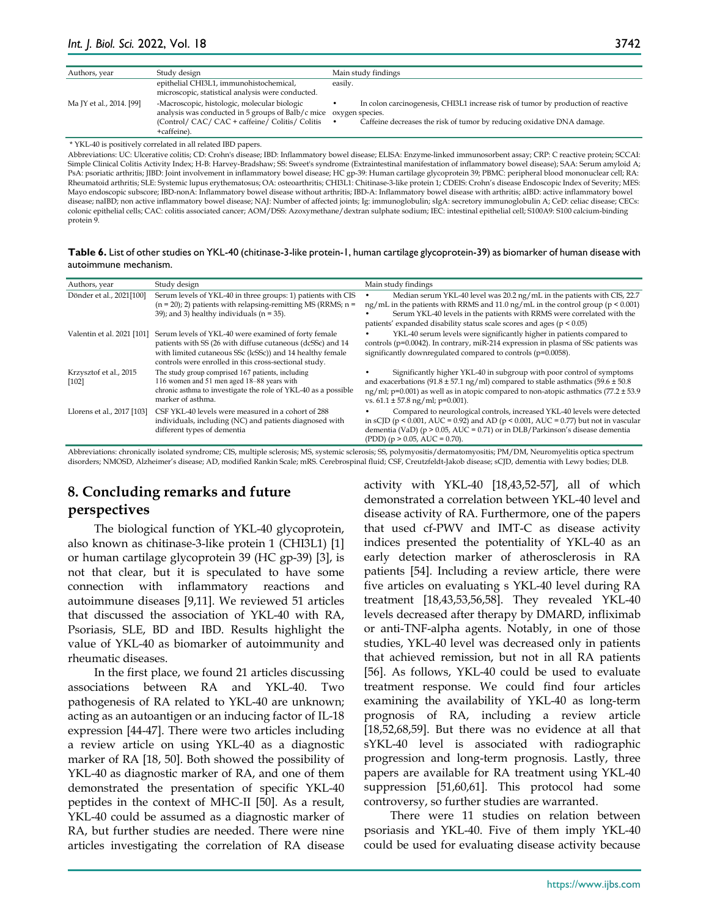| Authors, year | Study design | Main study findings |
|---|---|---|
| | epithelial CHI3L1, immunohistochemical, microscopic, statistical analysis were conducted. | easily. |
| Ma JY et al., 2014. [99] | -Macroscopic, histologic, molecular biologic analysis was conducted in 5 groups of Balb/c mice (Control/ CAC/ CAC + caffeine/ Colitis/ Colitis +caffeine). | • In colon carcinogenesis, CHI3L1 increase risk of tumor by production of reactive oxygen species.<br>• Caffeine decreases the risk of tumor by reducing oxidative DNA damage. |

* YKL-40 is positively correlated in all related IBD papers.

Abbreviations: UC: Ulcerative colitis; CD: Crohn's disease; IBD: Inflammatory bowel disease; ELISA: Enzyme-linked immunosorbent assay; CRP: C reactive protein; SCCAI: Simple Clinical Colitis Activity Index; H-B: Harvey-Bradshaw; SS: Sweet's syndrome (Extraintestinal manifestation of inflammatory bowel disease); SAA: Serum amyloid A; PsA: psoriatic arthritis; JIBD: Joint involvement in inflammatory bowel disease; HC gp-39: Human cartilage glycoprotein 39; PBMC: peripheral blood mononuclear cell; RA: Rheumatoid arthritis; SLE: Systemic lupus erythematosus; OA: osteoarthritis; CHI3L1: Chitinase-3-like protein 1; CDEIS: Crohn's disease Endoscopic Index of Severity; MES: Mayo endoscopic subscore; IBD-nonA: Inflammatory bowel disease without arthritis; IBD-A: Inflammatory bowel disease with arthritis; aIBD: active inflammatory bowel disease; naIBD; non active inflammatory bowel disease; NAJ: Number of affected joints; Ig: immunoglobulin; sIgA: secretory immunoglobulin A; CeD: celiac disease; CECs: colonic epithelial cells; CAC: colitis associated cancer; AOM/DSS: Azoxymethane/dextran sulphate sodium; IEC: intestinal epithelial cell; S100A9: S100 calcium-binding protein 9.

**Table 6.** List of other studies on YKL-40 (chitinase-3-like protein-1, human cartilage glycoprotein-39) as biomarker of human disease with autoimmune mechanism.

| Authors, year | Study design | Main study findings |
|---|---|---|
| Dönder et al., 2021[100] | Serum levels of YKL-40 in three groups: 1) patients with CIS (n = 20); 2) patients with relapsing-remitting MS (RRMS; n = 39); and 3) healthy individuals (n = 35). | • Median serum YKL-40 level was 20.2 ng/mL in the patients with CIS, 22.7 ng/mL in the patients with RRMS and 11.0 ng/mL in the control group (p < 0.001)<br>• Serum YKL-40 levels in the patients with RRMS were correlated with the patients' expanded disability status scale scores and ages (p < 0.05) |
| Valentin et al. 2021 [101] | Serum levels of YKL-40 were examined of forty female patients with SS (26 with diffuse cutaneous (dcSSc) and 14 with limited cutaneous SSc (lcSSc)) and 14 healthy female controls were enrolled in this cross-sectional study. | • YKL-40 serum levels were significantly higher in patients compared to controls (p=0.0042). In contrary, miR-214 expression in plasma of SSc patients was significantly downregulated compared to controls (p=0.0058). |
| Krzysztof et al., 2015 [102] | The study group comprised 167 patients, including 116 women and 51 men aged 18–88 years with chronic asthma to investigate the role of YKL-40 as a possible marker of asthma. | • Significantly higher YKL-40 in subgroup with poor control of symptoms and exacerbations (91.8 ± 57.1 ng/ml) compared to stable asthmatics (59.6 ± 50.8 ng/ml; p=0.001) as well as in atopic compared to non-atopic asthmatics (77.2 ± 53.9 vs. 61.1 ± 57.8 ng/ml; p=0.001). |
| Llorens et al., 2017 [103] | CSF YKL-40 levels were measured in a cohort of 288 individuals, including (NC) and patients diagnosed with different types of dementia | • Compared to neurological controls, increased YKL-40 levels were detected in sCJD (p < 0.001, AUC = 0.92) and AD (p < 0.001, AUC = 0.77) but not in vascular dementia (VaD) (p > 0.05, AUC = 0.71) or in DLB/Parkinson's disease dementia (PDD) (p > 0.05, AUC = 0.70). |

Abbreviations: chronically isolated syndrome; CIS, multiple sclerosis; MS, systemic sclerosis; SS, polymyositis/dermatomyositis; PM/DM, Neuromyelitis optica spectrum disorders; NMOSD, Alzheimer's disease; AD, modified Rankin Scale; mRS. Cerebrospinal fluid; CSF, Creutzfeldt-Jakob disease; sCJD, dementia with Lewy bodies; DLB.

## 8. Concluding remarks and future perspectives

The biological function of YKL-40 glycoprotein, also known as chitinase-3-like protein 1 (CHI3L1) [1] or human cartilage glycoprotein 39 (HC gp-39) [3], is not that clear, but it is speculated to have some connection with inflammatory reactions and autoimmune diseases [9,11]. We reviewed 51 articles that discussed the association of YKL-40 with RA, Psoriasis, SLE, BD and IBD. Results highlight the value of YKL-40 as biomarker of autoimmunity and rheumatic diseases.

In the first place, we found 21 articles discussing associations between RA and YKL-40. Two pathogenesis of RA related to YKL-40 are unknown; acting as an autoantigen or an inducing factor of IL-18 expression [44-47]. There were two articles including a review article on using YKL-40 as a diagnostic marker of RA [18, 50]. Both showed the possibility of YKL-40 as diagnostic marker of RA, and one of them demonstrated the presentation of specific YKL-40 peptides in the context of MHC-II [50]. As a result, YKL-40 could be assumed as a diagnostic marker of RA, but further studies are needed. There were nine articles investigating the correlation of RA disease activity with YKL-40 [18,43,52-57], all of which demonstrated a correlation between YKL-40 level and disease activity of RA. Furthermore, one of the papers that used cf-PWV and IMT-C as disease activity indices presented the potentiality of YKL-40 as an early detection marker of atherosclerosis in RA patients [54]. Including a review article, there were five articles on evaluating s YKL-40 level during RA treatment [18,43,53,56,58]. They revealed YKL-40 levels decreased after therapy by DMARD, infliximab or anti-TNF-alpha agents. Notably, in one of those studies, YKL-40 level was decreased only in patients that achieved remission, but not in all RA patients [56]. As follows, YKL-40 could be used to evaluate treatment response. We could find four articles examining the availability of YKL-40 as long-term prognosis of RA, including a review article [18,52,68,59]. But there was no evidence at all that sYKL-40 level is associated with radiographic progression and long-term prognosis. Lastly, three papers are available for RA treatment using YKL-40 suppression [51,60,61]. This protocol had some controversy, so further studies are warranted.

There were 11 studies on relation between psoriasis and YKL-40. Five of them imply YKL-40 could be used for evaluating disease activity because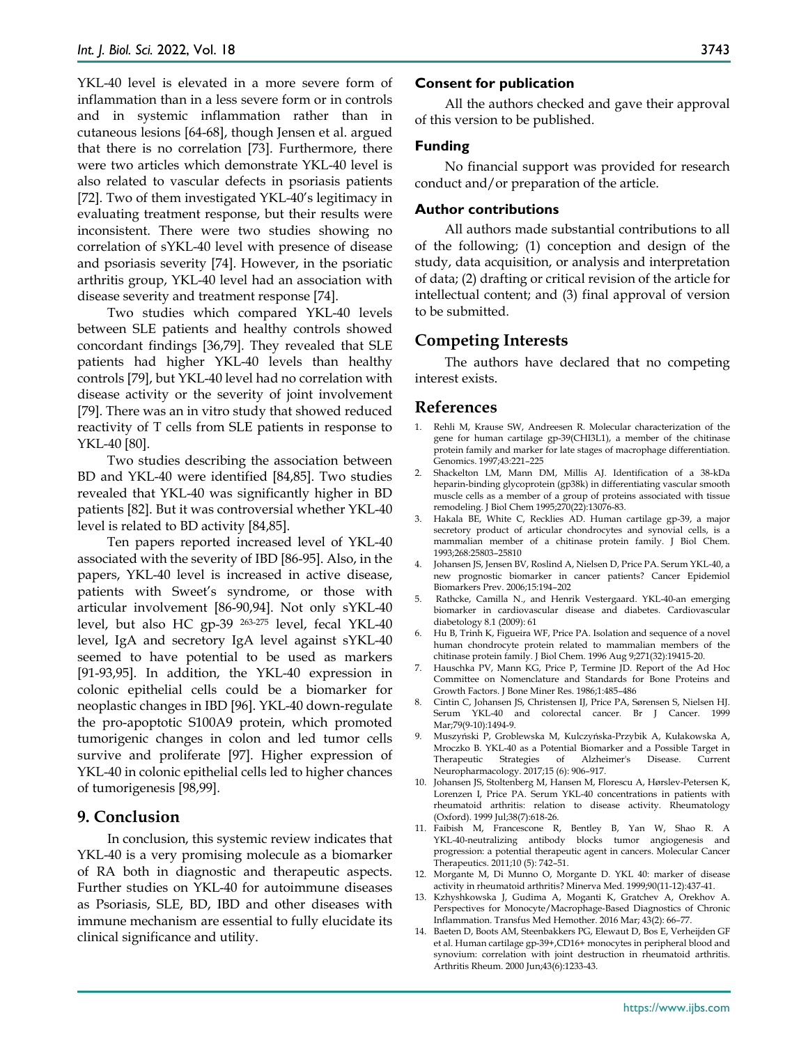YKL-40 level is elevated in a more severe form of inflammation than in a less severe form or in controls and in systemic inflammation rather than in cutaneous lesions [64-68], though Jensen et al. argued that there is no correlation [73]. Furthermore, there were two articles which demonstrate YKL-40 level is also related to vascular defects in psoriasis patients [72]. Two of them investigated YKL-40's legitimacy in evaluating treatment response, but their results were inconsistent. There were two studies showing no correlation of sYKL-40 level with presence of disease and psoriasis severity [74]. However, in the psoriatic arthritis group, YKL-40 level had an association with disease severity and treatment response [74].

Two studies which compared YKL-40 levels between SLE patients and healthy controls showed concordant findings [36,79]. They revealed that SLE patients had higher YKL-40 levels than healthy controls [79], but YKL-40 level had no correlation with disease activity or the severity of joint involvement [79]. There was an in vitro study that showed reduced reactivity of T cells from SLE patients in response to YKL-40 [80].

Two studies describing the association between BD and YKL-40 were identified [84,85]. Two studies revealed that YKL-40 was significantly higher in BD patients [82]. But it was controversial whether YKL-40 level is related to BD activity [84,85].

Ten papers reported increased level of YKL-40 associated with the severity of IBD [86-95]. Also, in the papers, YKL-40 level is increased in active disease, patients with Sweet's syndrome, or those with articular involvement [86-90,94]. Not only sYKL-40 level, but also HC gp-39 [263-275] level, fecal YKL-40 level, IgA and secretory IgA level against sYKL-40 seemed to have potential to be used as markers [91-93,95]. In addition, the YKL-40 expression in colonic epithelial cells could be a biomarker for neoplastic changes in IBD [96]. YKL-40 down-regulate the pro-apoptotic S100A9 protein, which promoted tumorigenic changes in colon and led tumor cells survive and proliferate [97]. Higher expression of YKL-40 in colonic epithelial cells led to higher chances of tumorigenesis [98,99].

## 9. Conclusion

In conclusion, this systemic review indicates that YKL-40 is a very promising molecule as a biomarker of RA both in diagnostic and therapeutic aspects. Further studies on YKL-40 for autoimmune diseases as Psoriasis, SLE, BD, IBD and other diseases with immune mechanism are essential to fully elucidate its clinical significance and utility.

### Consent for publication

All the authors checked and gave their approval of this version to be published.

### Funding

No financial support was provided for research conduct and/or preparation of the article.

### Author contributions

All authors made substantial contributions to all of the following; (1) conception and design of the study, data acquisition, or analysis and interpretation of data; (2) drafting or critical revision of the article for intellectual content; and (3) final approval of version to be submitted.

## Competing Interests

The authors have declared that no competing interest exists.

## References

1. Rehli M, Krause SW, Andreesen R. Molecular characterization of the gene for human cartilage gp-39(CHI3L1), a member of the chitinase protein family and marker for late stages of macrophage differentiation. Genomics. 1997;43:221–225
2. Shackelton LM, Mann DM, Millis AJ. Identification of a 38-kDa heparin-binding glycoprotein (gp38k) in differentiating vascular smooth muscle cells as a member of a group of proteins associated with tissue remodeling. J Biol Chem 1995;270(22):13076-83.
3. Hakala BE, White C, Recklies AD. Human cartilage gp-39, a major secretory product of articular chondrocytes and synovial cells, is a mammalian member of a chitinase protein family. J Biol Chem. 1993;268:25803–25810
4. Johansen JS, Jensen BV, Roslind A, Nielsen D, Price PA. Serum YKL-40, a new prognostic biomarker in cancer patients? Cancer Epidemiol Biomarkers Prev. 2006;15:194–202
5. Rathcke, Camilla N., and Henrik Vestergaard. YKL-40-an emerging biomarker in cardiovascular disease and diabetes. Cardiovascular diabetology 8.1 (2009): 61
6. Hu B, Trinh K, Figueira WF, Price PA. Isolation and sequence of a novel human chondrocyte protein related to mammalian members of the chitinase protein family. J Biol Chem. 1996 Aug 9;271(32):19415-20.
7. Hauschka PV, Mann KG, Price P, Termine JD. Report of the Ad Hoc Committee on Nomenclature and Standards for Bone Proteins and Growth Factors. J Bone Miner Res. 1986;1:485–486
8. Cintin C, Johansen JS, Christensen IJ, Price PA, Sørensen S, Nielsen HJ. Serum YKL-40 and colorectal cancer. Br J Cancer. 1999 Mar;79(9-10):1494-9.
9. Muszyński P, Groblewska M, Kulczyńska-Przybik A, Kułakowska A, Mroczko B. YKL-40 as a Potential Biomarker and a Possible Target in Therapeutic Strategies of Alzheimer's Disease. Current Neuropharmacology. 2017;15 (6): 906–917.
10. Johansen JS, Stoltenberg M, Hansen M, Florescu A, Hørslev-Petersen K, Lorenzen I, Price PA. Serum YKL-40 concentrations in patients with rheumatoid arthritis: relation to disease activity. Rheumatology (Oxford). 1999 Jul;38(7):618-26.
11. Faibish M, Francescone R, Bentley B, Yan W, Shao R. A YKL-40-neutralizing antibody blocks tumor angiogenesis and progression: a potential therapeutic agent in cancers. Molecular Cancer Therapeutics. 2011;10 (5): 742–51.
12. Morgante M, Di Munno O, Morgante D. YKL 40: marker of disease activity in rheumatoid arthritis? Minerva Med. 1999;90(11-12):437-41.
13. Kzhyshkowska J, Gudima A, Moganti K, Gratchev A, Orekhov A. Perspectives for Monocyte/Macrophage-Based Diagnostics of Chronic Inflammation. Transfus Med Hemother. 2016 Mar; 43(2): 66–77.
14. Baeten D, Boots AM, Steenbakkers PG, Elewaut D, Bos E, Verheijden GF et al. Human cartilage gp-39+,CD16+ monocytes in peripheral blood and synovium: correlation with joint destruction in rheumatoid arthritis. Arthritis Rheum. 2000 Jun;43(6):1233-43.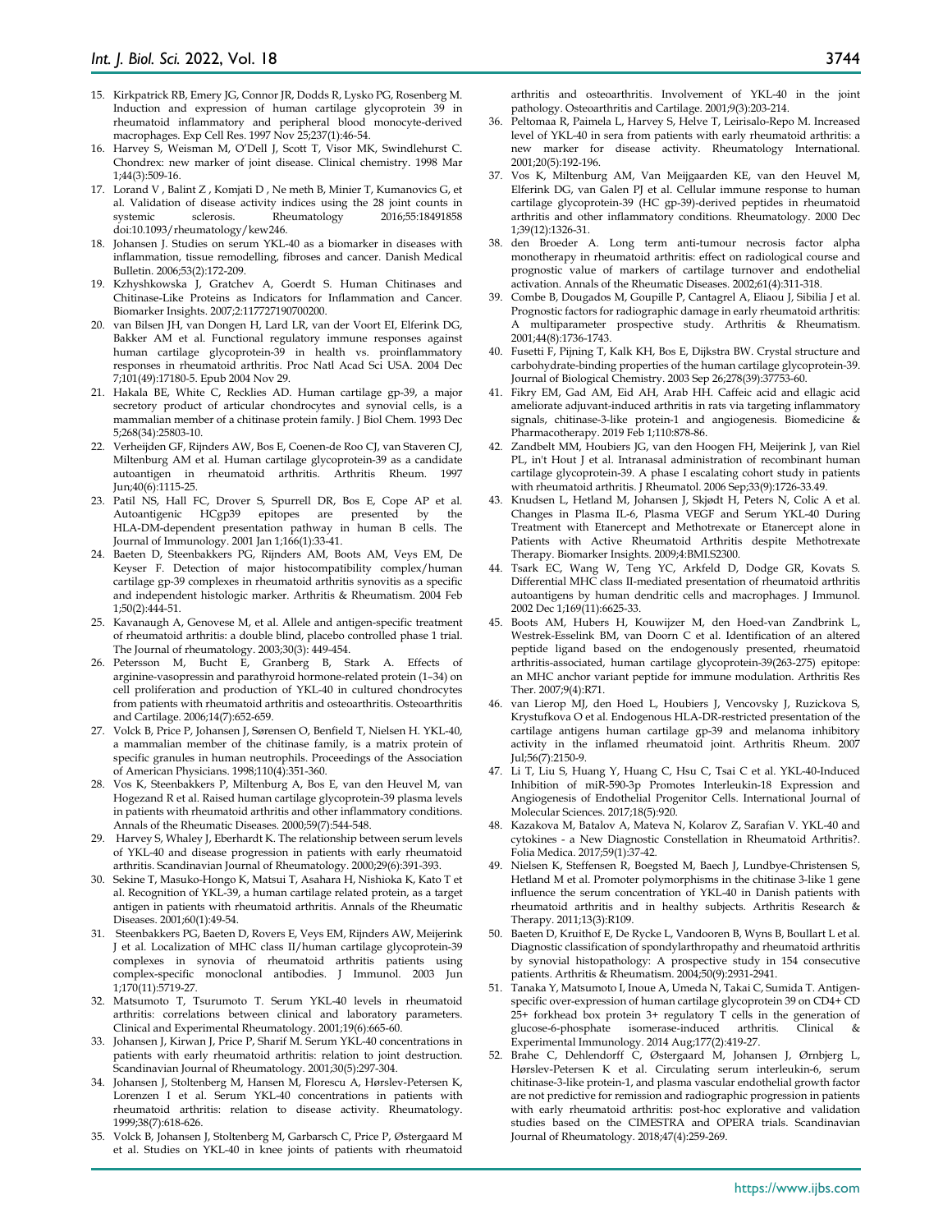15. Kirkpatrick RB, Emery JG, Connor JR, Dodds R, Lysko PG, Rosenberg M. Induction and expression of human cartilage glycoprotein 39 in rheumatoid inflammatory and peripheral blood monocyte-derived macrophages. Exp Cell Res. 1997 Nov 25;237(1):46-54.
16. Harvey S, Weisman M, O'Dell J, Scott T, Visor MK, Swindlehurst C. Chondrex: new marker of joint disease. Clinical chemistry. 1998 Mar 1;44(3):509-16.
17. Lorand V , Balint Z , Komjati D , Ne meth B, Minier T, Kumanovics G, et al. Validation of disease activity indices using the 28 joint counts in systemic sclerosis. Rheumatology 2016;55:18491858 doi:10.1093/rheumatology/kew246.
18. Johansen J. Studies on serum YKL-40 as a biomarker in diseases with inflammation, tissue remodelling, fibroses and cancer. Danish Medical Bulletin. 2006;53(2):172-209.
19. Kzhyshkowska J, Gratchev A, Goerdt S. Human Chitinases and Chitinase-Like Proteins as Indicators for Inflammation and Cancer. Biomarker Insights. 2007;2:117727190700200.
20. van Bilsen JH, van Dongen H, Lard LR, van der Voort EI, Elferink DG, Bakker AM et al. Functional regulatory immune responses against human cartilage glycoprotein-39 in health vs. proinflammatory responses in rheumatoid arthritis. Proc Natl Acad Sci USA. 2004 Dec 7;101(49):17180-5. Epub 2004 Nov 29.
21. Hakala BE, White C, Recklies AD. Human cartilage gp-39, a major secretory product of articular chondrocytes and synovial cells, is a mammalian member of a chitinase protein family. J Biol Chem. 1993 Dec 5;268(34):25803-10.
22. Verheijden GF, Rijnders AW, Bos E, Coenen-de Roo CJ, van Staveren CJ, Miltenburg AM et al. Human cartilage glycoprotein-39 as a candidate autoantigen in rheumatoid arthritis. Arthritis Rheum. 1997 Jun;40(6):1115-25.
23. Patil NS, Hall FC, Drover S, Spurrell DR, Bos E, Cope AP et al. Autoantigenic HCgp39 epitopes are presented by the HLA-DM-dependent presentation pathway in human B cells. The Journal of Immunology. 2001 Jan 1;166(1):33-41.
24. Baeten D, Steenbakkers PG, Rijnders AM, Boots AM, Veys EM, De Keyser F. Detection of major histocompatibility complex/human cartilage gp-39 complexes in rheumatoid arthritis synovitis as a specific and independent histologic marker. Arthritis & Rheumatism. 2004 Feb 1;50(2):444-51.
25. Kavanaugh A, Genovese M, et al. Allele and antigen-specific treatment of rheumatoid arthritis: a double blind, placebo controlled phase 1 trial. The Journal of rheumatology. 2003;30(3): 449-454.
26. Petersson M, Bucht E, Granberg B, Stark A. Effects of arginine-vasopressin and parathyroid hormone-related protein (1–34) on cell proliferation and production of YKL-40 in cultured chondrocytes from patients with rheumatoid arthritis and osteoarthritis. Osteoarthritis and Cartilage. 2006;14(7):652-659.
27. Volck B, Price P, Johansen J, Sørensen O, Benfield T, Nielsen H. YKL-40, a mammalian member of the chitinase family, is a matrix protein of specific granules in human neutrophils. Proceedings of the Association of American Physicians. 1998;110(4):351-360.
28. Vos K, Steenbakkers P, Miltenburg A, Bos E, van den Heuvel M, van Hogezand R et al. Raised human cartilage glycoprotein-39 plasma levels in patients with rheumatoid arthritis and other inflammatory conditions. Annals of the Rheumatic Diseases. 2000;59(7):544-548.
29. Harvey S, Whaley J, Eberhardt K. The relationship between serum levels of YKL-40 and disease progression in patients with early rheumatoid arthritis. Scandinavian Journal of Rheumatology. 2000;29(6):391-393.
30. Sekine T, Masuko-Hongo K, Matsui T, Asahara H, Nishioka K, Kato T et al. Recognition of YKL-39, a human cartilage related protein, as a target antigen in patients with rheumatoid arthritis. Annals of the Rheumatic Diseases. 2001;60(1):49-54.
31. Steenbakkers PG, Baeten D, Rovers E, Veys EM, Rijnders AW, Meijerink J et al. Localization of MHC class II/human cartilage glycoprotein-39 complexes in synovia of rheumatoid arthritis patients using complex-specific monoclonal antibodies. J Immunol. 2003 Jun 1;170(11):5719-27.
32. Matsumoto T, Tsurumoto T. Serum YKL-40 levels in rheumatoid arthritis: correlations between clinical and laboratory parameters. Clinical and Experimental Rheumatology. 2001;19(6):665-60.
33. Johansen J, Kirwan J, Price P, Sharif M. Serum YKL-40 concentrations in patients with early rheumatoid arthritis: relation to joint destruction. Scandinavian Journal of Rheumatology. 2001;30(5):297-304.
34. Johansen J, Stoltenberg M, Hansen M, Florescu A, Hørslev-Petersen K, Lorenzen I et al. Serum YKL-40 concentrations in patients with rheumatoid arthritis: relation to disease activity. Rheumatology. 1999;38(7):618-626.
35. Volck B, Johansen J, Stoltenberg M, Garbarsch C, Price P, Østergaard M et al. Studies on YKL-40 in knee joints of patients with rheumatoid arthritis and osteoarthritis. Involvement of YKL-40 in the joint pathology. Osteoarthritis and Cartilage. 2001;9(3):203-214.
36. Peltomaa R, Paimela L, Harvey S, Helve T, Leirisalo-Repo M. Increased level of YKL-40 in sera from patients with early rheumatoid arthritis: a new marker for disease activity. Rheumatology International. 2001;20(5):192-196.
37. Vos K, Miltenburg AM, Van Meijgaarden KE, van den Heuvel M, Elferink DG, van Galen PJ et al. Cellular immune response to human cartilage glycoprotein-39 (HC gp-39)-derived peptides in rheumatoid arthritis and other inflammatory conditions. Rheumatology. 2000 Dec 1;39(12):1326-31.
38. den Broeder A. Long term anti-tumour necrosis factor alpha monotherapy in rheumatoid arthritis: effect on radiological course and prognostic value of markers of cartilage turnover and endothelial activation. Annals of the Rheumatic Diseases. 2002;61(4):311-318.
39. Combe B, Dougados M, Goupille P, Cantagrel A, Eliaou J, Sibilia J et al. Prognostic factors for radiographic damage in early rheumatoid arthritis: A multiparameter prospective study. Arthritis & Rheumatism. 2001;44(8):1736-1743.
40. Fusetti F, Pijning T, Kalk KH, Bos E, Dijkstra BW. Crystal structure and carbohydrate-binding properties of the human cartilage glycoprotein-39. Journal of Biological Chemistry. 2003 Sep 26;278(39):37753-60.
41. Fikry EM, Gad AM, Eid AH, Arab HH. Caffeic acid and ellagic acid ameliorate adjuvant-induced arthritis in rats via targeting inflammatory signals, chitinase-3-like protein-1 and angiogenesis. Biomedicine & Pharmacotherapy. 2019 Feb 1;110:878-86.
42. Zandbelt MM, Houbiers JG, van den Hoogen FH, Meijerink J, van Riel PL, in't Hout J et al. Intranasal administration of recombinant human cartilage glycoprotein-39. A phase I escalating cohort study in patients with rheumatoid arthritis. J Rheumatol. 2006 Sep;33(9):1726-33.49.
43. Knudsen L, Hetland M, Johansen J, Skjødt H, Peters N, Colic A et al. Changes in Plasma IL-6, Plasma VEGF and Serum YKL-40 During Treatment with Etanercept and Methotrexate or Etanercept alone in Patients with Active Rheumatoid Arthritis despite Methotrexate Therapy. Biomarker Insights. 2009;4:BMI.S2300.
44. Tsark EC, Wang W, Teng YC, Arkfeld D, Dodge GR, Kovats S. Differential MHC class II-mediated presentation of rheumatoid arthritis autoantigens by human dendritic cells and macrophages. J Immunol. 2002 Dec 1;169(11):6625-33.
45. Boots AM, Hubers H, Kouwijzer M, den Hoed-van Zandbrink L, Westrek-Esselink BM, van Doorn C et al. Identification of an altered peptide ligand based on the endogenously presented, rheumatoid arthritis-associated, human cartilage glycoprotein-39(263-275) epitope: an MHC anchor variant peptide for immune modulation. Arthritis Res Ther. 2007;9(4):R71.
46. van Lierop MJ, den Hoed L, Houbiers J, Vencovsky J, Ruzickova S, Krystufkova O et al. Endogenous HLA-DR-restricted presentation of the cartilage antigens human cartilage gp-39 and melanoma inhibitory activity in the inflamed rheumatoid joint. Arthritis Rheum. 2007 Jul;56(7):2150-9.
47. Li T, Liu S, Huang Y, Huang C, Hsu C, Tsai C et al. YKL-40-Induced Inhibition of miR-590-3p Promotes Interleukin-18 Expression and Angiogenesis of Endothelial Progenitor Cells. International Journal of Molecular Sciences. 2017;18(5):920.
48. Kazakova M, Batalov A, Mateva N, Kolarov Z, Sarafian V. YKL-40 and cytokines - a New Diagnostic Constellation in Rheumatoid Arthritis?. Folia Medica. 2017;59(1):37-42.
49. Nielsen K, Steffensen R, Boegsted M, Baech J, Lundbye-Christensen S, Hetland M et al. Promoter polymorphisms in the chitinase 3-like 1 gene influence the serum concentration of YKL-40 in Danish patients with rheumatoid arthritis and in healthy subjects. Arthritis Research & Therapy. 2011;13(3):R109.
50. Baeten D, Kruithof E, De Rycke L, Vandooren B, Wyns B, Boullart L et al. Diagnostic classification of spondylarthropathy and rheumatoid arthritis by synovial histopathology: A prospective study in 154 consecutive patients. Arthritis & Rheumatism. 2004;50(9):2931-2941.
51. Tanaka Y, Matsumoto I, Inoue A, Umeda N, Takai C, Sumida T. Antigen-specific over-expression of human cartilage glycoprotein 39 on CD4+ CD 25+ forkhead box protein 3+ regulatory T cells in the generation of glucose-6-phosphate isomerase-induced arthritis. Clinical & Experimental Immunology. 2014 Aug;177(2):419-27.
52. Brahe C, Dehlendorff C, Østergaard M, Johansen J, Ørnbjerg L, Hørslev-Petersen K et al. Circulating serum interleukin-6, serum chitinase-3-like protein-1, and plasma vascular endothelial growth factor are not predictive for remission and radiographic progression in patients with early rheumatoid arthritis: post-hoc explorative and validation studies based on the CIMESTRA and OPERA trials. Scandinavian Journal of Rheumatology. 2018;47(4):259-269.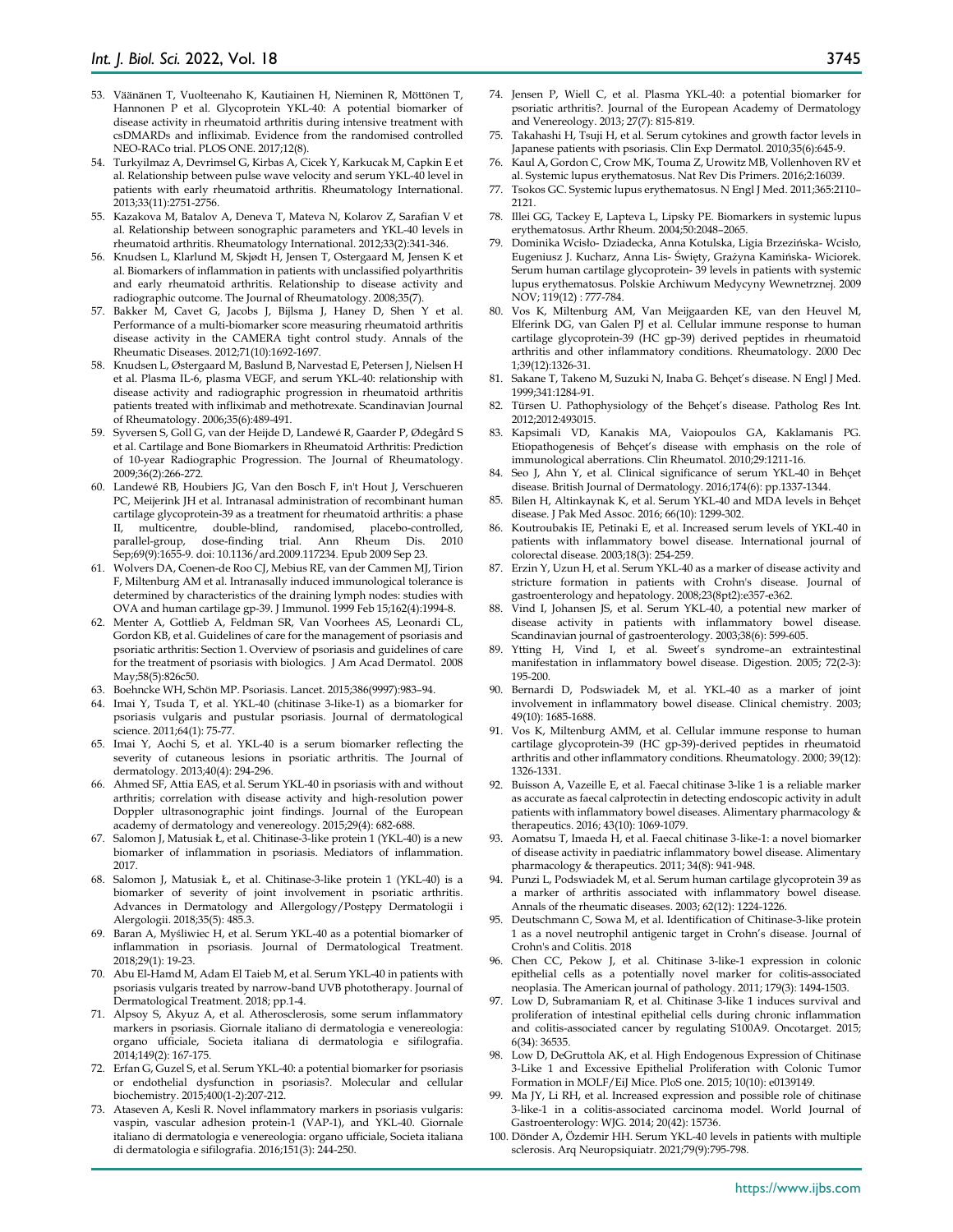53. Väänänen T, Vuolteenaho K, Kautiainen H, Nieminen R, Möttönen T, Hannonen P et al. Glycoprotein YKL-40: A potential biomarker of disease activity in rheumatoid arthritis during intensive treatment with csDMARDs and infliximab. Evidence from the randomised controlled NEO-RACo trial. PLOS ONE. 2017;12(8).
54. Turkyilmaz A, Devrimsel G, Kirbas A, Cicek Y, Karkucak M, Capkin E et al. Relationship between pulse wave velocity and serum YKL-40 level in patients with early rheumatoid arthritis. Rheumatology International. 2013;33(11):2751-2756.
55. Kazakova M, Batalov A, Deneva T, Mateva N, Kolarov Z, Sarafian V et al. Relationship between sonographic parameters and YKL-40 levels in rheumatoid arthritis. Rheumatology International. 2012;33(2):341-346.
56. Knudsen L, Klarlund M, Skjødt H, Jensen T, Ostergaard M, Jensen K et al. Biomarkers of inflammation in patients with unclassified polyarthritis and early rheumatoid arthritis. Relationship to disease activity and radiographic outcome. The Journal of Rheumatology. 2008;35(7).
57. Bakker M, Cavet G, Jacobs J, Bijlsma J, Haney D, Shen Y et al. Performance of a multi-biomarker score measuring rheumatoid arthritis disease activity in the CAMERA tight control study. Annals of the Rheumatic Diseases. 2012;71(10):1692-1697.
58. Knudsen L, Østergaard M, Baslund B, Narvestad E, Petersen J, Nielsen H et al. Plasma IL-6, plasma VEGF, and serum YKL-40: relationship with disease activity and radiographic progression in rheumatoid arthritis patients treated with infliximab and methotrexate. Scandinavian Journal of Rheumatology. 2006;35(6):489-491.
59. Syversen S, Goll G, van der Heijde D, Landewé R, Gaarder P, Ødegård S et al. Cartilage and Bone Biomarkers in Rheumatoid Arthritis: Prediction of 10-year Radiographic Progression. The Journal of Rheumatology. 2009;36(2):266-272.
60. Landewé RB, Houbiers JG, Van den Bosch F, in't Hout J, Verschueren PC, Meijerink JH et al. Intranasal administration of recombinant human cartilage glycoprotein-39 as a treatment for rheumatoid arthritis: a phase II, multicentre, double-blind, randomised, placebo-controlled, parallel-group, dose-finding trial. Ann Rheum Dis. 2010 Sep;69(9):1655-9. doi: 10.1136/ard.2009.117234. Epub 2009 Sep 23.
61. Wolvers DA, Coenen-de Roo CJ, Mebius RE, van der Cammen MJ, Tirion F, Miltenburg AM et al. Intranasally induced immunological tolerance is determined by characteristics of the draining lymph nodes: studies with OVA and human cartilage gp-39. J Immunol. 1999 Feb 15;162(4):1994-8.
62. Menter A, Gottlieb A, Feldman SR, Van Voorhees AS, Leonardi CL, Gordon KB, et al. Guidelines of care for the management of psoriasis and psoriatic arthritis: Section 1. Overview of psoriasis and guidelines of care for the treatment of psoriasis with biologics. J Am Acad Dermatol. 2008 May;58(5):826c50.
63. Boehncke WH, Schön MP. Psoriasis. Lancet. 2015;386(9997):983–94.
64. Imai Y, Tsuda T, et al. YKL-40 (chitinase 3-like-1) as a biomarker for psoriasis vulgaris and pustular psoriasis. Journal of dermatological science. 2011;64(1): 75-77.
65. Imai Y, Aochi S, et al. YKL-40 is a serum biomarker reflecting the severity of cutaneous lesions in psoriatic arthritis. The Journal of dermatology. 2013;40(4): 294-296.
66. Ahmed SF, Attia EAS, et al. Serum YKL-40 in psoriasis with and without arthritis; correlation with disease activity and high-resolution power Doppler ultrasonographic joint findings. Journal of the European academy of dermatology and venereology. 2015;29(4): 682-688.
67. Salomon J, Matusiak Ł, et al. Chitinase-3-like protein 1 (YKL-40) is a new biomarker of inflammation in psoriasis. Mediators of inflammation. 2017.
68. Salomon J, Matusiak Ł, et al. Chitinase-3-like protein 1 (YKL-40) is a biomarker of severity of joint involvement in psoriatic arthritis. Advances in Dermatology and Allergology/Postępy Dermatologii i Alergologii. 2018;35(5): 485.3.
69. Baran A, Myśliwiec H, et al. Serum YKL-40 as a potential biomarker of inflammation in psoriasis. Journal of Dermatological Treatment. 2018;29(1): 19-23.
70. Abu El-Hamd M, Adam El Taieb M, et al. Serum YKL-40 in patients with psoriasis vulgaris treated by narrow-band UVB phototherapy. Journal of Dermatological Treatment. 2018; pp.1-4.
71. Alpsoy S, Akyuz A, et al. Atherosclerosis, some serum inflammatory markers in psoriasis. Giornale italiano di dermatologia e venereologia: organo ufficiale, Societa italiana di dermatologia e sifilografia. 2014;149(2): 167-175.
72. Erfan G, Guzel S, et al. Serum YKL-40: a potential biomarker for psoriasis or endothelial dysfunction in psoriasis?. Molecular and cellular biochemistry. 2015;400(1-2):207-212.
73. Ataseven A, Kesli R. Novel inflammatory markers in psoriasis vulgaris: vaspin, vascular adhesion protein-1 (VAP-1), and YKL-40. Giornale italiano di dermatologia e venereologia: organo ufficiale, Societa italiana di dermatologia e sifilografia. 2016;151(3): 244-250.
74. Jensen P, Wiell C, et al. Plasma YKL-40: a potential biomarker for psoriatic arthritis?. Journal of the European Academy of Dermatology and Venereology. 2013; 27(7): 815-819.
75. Takahashi H, Tsuji H, et al. Serum cytokines and growth factor levels in Japanese patients with psoriasis. Clin Exp Dermatol. 2010;35(6):645-9.
76. Kaul A, Gordon C, Crow MK, Touma Z, Urowitz MB, Vollenhoven RV et al. Systemic lupus erythematosus. Nat Rev Dis Primers. 2016;2:16039.
77. Tsokos GC. Systemic lupus erythematosus. N Engl J Med. 2011;365:2110–2121.
78. Illei GG, Tackey E, Lapteva L, Lipsky PE. Biomarkers in systemic lupus erythematosus. Arthr Rheum. 2004;50:2048–2065.
79. Dominika Wcisło- Dziadecka, Anna Kotulska, Ligia Brzezińska- Wcisło, Eugeniusz J. Kucharz, Anna Lis- Święty, Grażyna Kamińska- Wiciorek. Serum human cartilage glycoprotein- 39 levels in patients with systemic lupus erythematosus. Polskie Archiwum Medycyny Wewnetrznej. 2009 NOV; 119(12) : 777-784.
80. Vos K, Miltenburg AM, Van Meijgaarden KE, van den Heuvel M, Elferink DG, van Galen PJ et al. Cellular immune response to human cartilage glycoprotein-39 (HC gp-39) derived peptides in rheumatoid arthritis and other inflammatory conditions. Rheumatology. 2000 Dec 1;39(12):1326-31.
81. Sakane T, Takeno M, Suzuki N, Inaba G. Behçet's disease. N Engl J Med. 1999;341:1284-91.
82. Türsen U. Pathophysiology of the Behçet's disease. Patholog Res Int. 2012;2012:493015.
83. Kapsimali VD, Kanakis MA, Vaiopoulos GA, Kaklamanis PG. Etiopathogenesis of Behçet's disease with emphasis on the role of immunological aberrations. Clin Rheumatol. 2010;29:1211-16.
84. Seo J, Ahn Y, et al. Clinical significance of serum YKL-40 in Behçet disease. British Journal of Dermatology. 2016;174(6): pp.1337-1344.
85. Bilen H, Altinkaynak K, et al. Serum YKL-40 and MDA levels in Behçet disease. J Pak Med Assoc. 2016; 66(10): 1299-302.
86. Koutroubakis IE, Petinaki E, et al. Increased serum levels of YKL-40 in patients with inflammatory bowel disease. International journal of colorectal disease. 2003;18(3): 254-259.
87. Erzin Y, Uzun H, et al. Serum YKL-40 as a marker of disease activity and stricture formation in patients with Crohn's disease. Journal of gastroenterology and hepatology. 2008;23(8pt2):e357-e362.
88. Vind I, Johansen JS, et al. Serum YKL-40, a potential new marker of disease activity in patients with inflammatory bowel disease. Scandinavian journal of gastroenterology. 2003;38(6): 599-605.
89. Ytting H, Vind I, et al. Sweet's syndrome–an extraintestinal manifestation in inflammatory bowel disease. Digestion. 2005; 72(2-3): 195-200.
90. Bernardi D, Podswiadek M, et al. YKL-40 as a marker of joint involvement in inflammatory bowel disease. Clinical chemistry. 2003; 49(10): 1685-1688.
91. Vos K, Miltenburg AMM, et al. Cellular immune response to human cartilage glycoprotein-39 (HC gp-39)-derived peptides in rheumatoid arthritis and other inflammatory conditions. Rheumatology. 2000; 39(12): 1326-1331.
92. Buisson A, Vazeille E, et al. Faecal chitinase 3-like 1 is a reliable marker as accurate as faecal calprotectin in detecting endoscopic activity in adult patients with inflammatory bowel diseases. Alimentary pharmacology & therapeutics. 2016; 43(10): 1069-1079.
93. Aomatsu T, Imaeda H, et al. Faecal chitinase 3-like-1: a novel biomarker of disease activity in paediatric inflammatory bowel disease. Alimentary pharmacology & therapeutics. 2011; 34(8): 941-948.
94. Punzi L, Podswiadek M, et al. Serum human cartilage glycoprotein 39 as a marker of arthritis associated with inflammatory bowel disease. Annals of the rheumatic diseases. 2003; 62(12): 1224-1226.
95. Deutschmann C, Sowa M, et al. Identification of Chitinase-3-like protein 1 as a novel neutrophil antigenic target in Crohn's disease. Journal of Crohn's and Colitis. 2018
96. Chen CC, Pekow J, et al. Chitinase 3-like-1 expression in colonic epithelial cells as a potentially novel marker for colitis-associated neoplasia. The American journal of pathology. 2011; 179(3): 1494-1503.
97. Low D, Subramaniam R, et al. Chitinase 3-like 1 induces survival and proliferation of intestinal epithelial cells during chronic inflammation and colitis-associated cancer by regulating S100A9. Oncotarget. 2015; 6(34): 36535.
98. Low D, DeGruttola AK, et al. High Endogenous Expression of Chitinase 3-Like 1 and Excessive Epithelial Proliferation with Colonic Tumor Formation in MOLF/EiJ Mice. PloS one. 2015; 10(10): e0139149.
99. Ma JY, Li RH, et al. Increased expression and possible role of chitinase 3-like-1 in a colitis-associated carcinoma model. World Journal of Gastroenterology: WJG. 2014; 20(42): 15736.
100. Dönder A, Özdemir HH. Serum YKL-40 levels in patients with multiple sclerosis. Arq Neuropsiquiatr. 2021;79(9):795-798.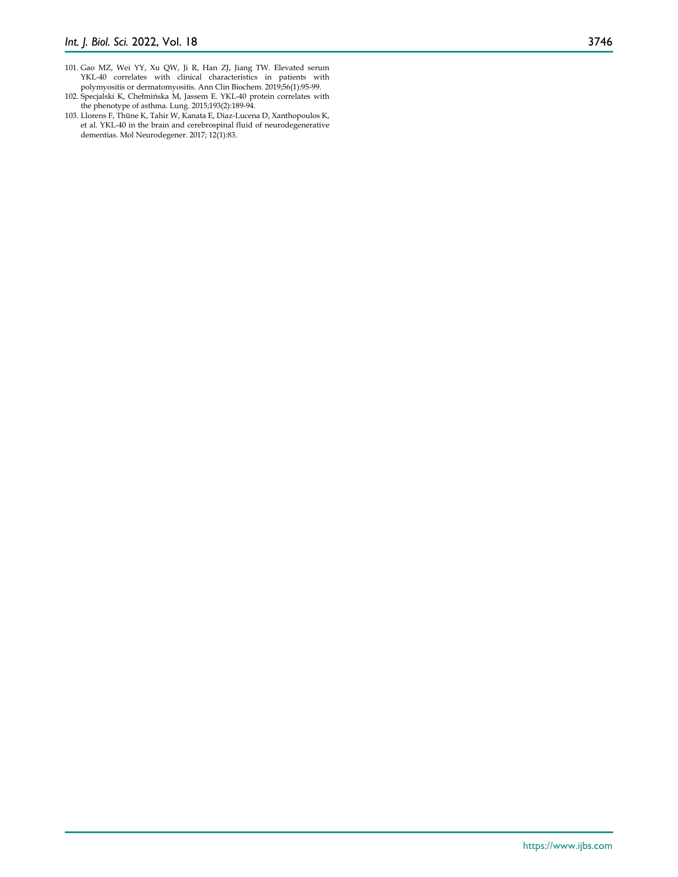101. Gao MZ, Wei YY, Xu QW, Ji R, Han ZJ, Jiang TW. Elevated serum YKL-40 correlates with clinical characteristics in patients with polymyositis or dermatomyositis. Ann Clin Biochem. 2019;56(1):95-99.
102. Specjalski K, Chełmińska M, Jassem E. YKL-40 protein correlates with the phenotype of asthma. Lung. 2015;193(2):189-94.
103. Llorens F, Thüne K, Tahir W, Kanata E, Diaz-Lucena D, Xanthopoulos K, et al. YKL-40 in the brain and cerebrospinal fluid of neurodegenerative dementias. Mol Neurodegener. 2017; 12(1):83.